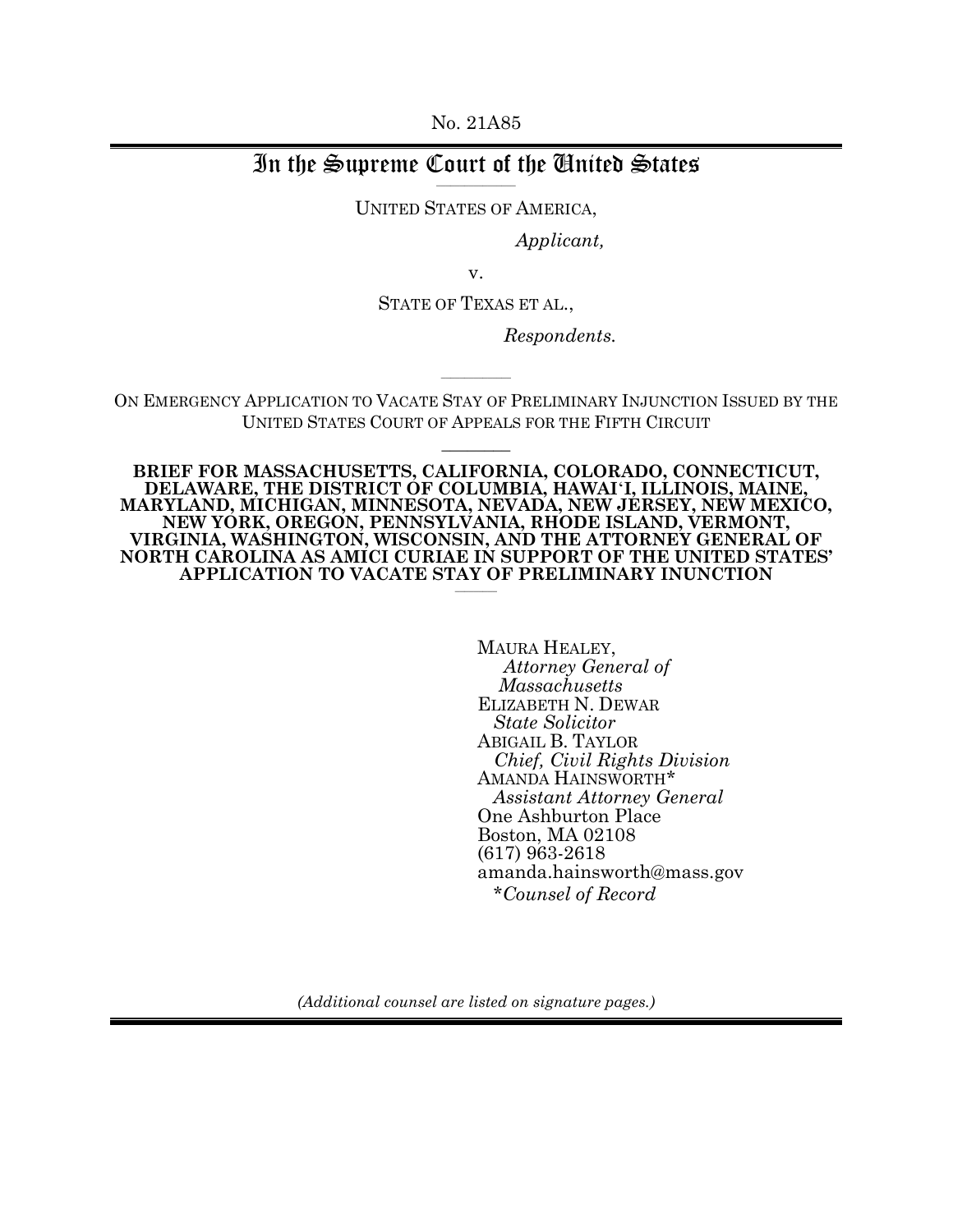No. 21A85

# In the Supreme Court of the United States

UNITED STATES OF AMERICA,

*Applicant,*

v.

STATE OF TEXAS ET AL.,

*Respondents.*

ON EMERGENCY APPLICATION TO VACATE STAY OF PRELIMINARY INJUNCTION ISSUED BY THE UNITED STATES COURT OF APPEALS FOR THE FIFTH CIRCUIT

**BRIEF FOR MASSACHUSETTS, CALIFORNIA, COLORADO, CONNECTICUT, DELAWARE, THE DISTRICT OF COLUMBIA, HAWAI'I, ILLINOIS, MAINE, MARYLAND, MICHIGAN, MINNESOTA, NEVADA, NEW JERSEY, NEW MEXICO, NEW YORK, OREGON, PENNSYLVANIA, RHODE ISLAND, VERMONT, VIRGINIA, WASHINGTON, WISCONSIN, AND THE ATTORNEY GENERAL OF NORTH CAROLINA AS AMICI CURIAE IN SUPPORT OF THE UNITED STATES' APPLICATION TO VACATE STAY OF PRELIMINARY INUNCTION**

MAURA HEALEY,
*Attorney General of Massachusetts*
ELIZABETH N. DEWAR
*State Solicitor*
ABIGAIL B. TAYLOR
*Chief, Civil Rights Division*
AMANDA HAINSWORTH*
*Assistant Attorney General*
One Ashburton Place
Boston, MA 02108
(617) 963-2618
amanda.hainsworth@mass.gov
**Counsel of Record*

*(Additional counsel are listed on signature pages.)*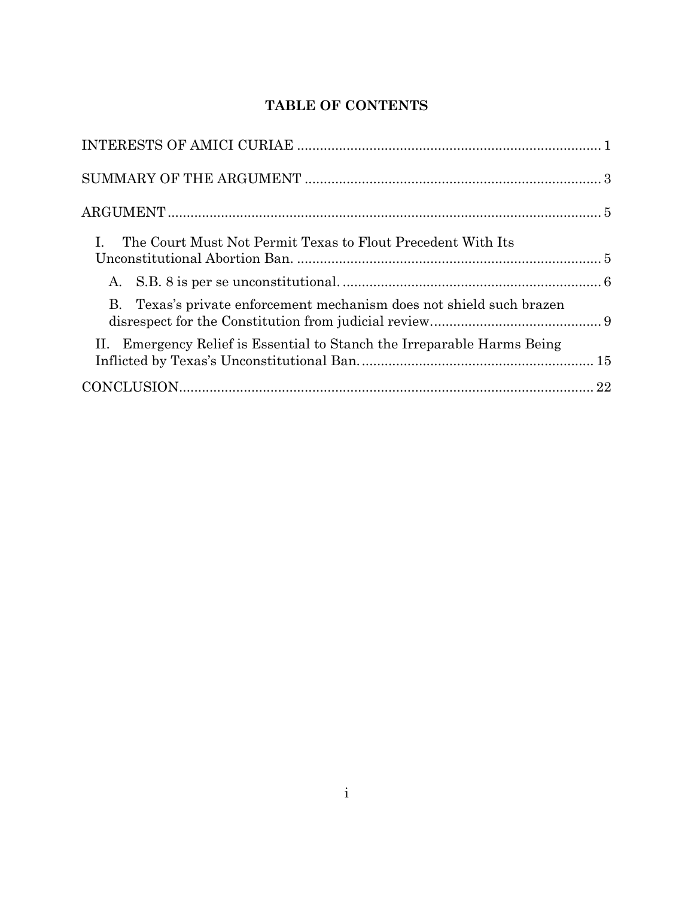# TABLE OF CONTENTS

INTERESTS OF AMICI CURIAE ............................................................................... 1

SUMMARY OF THE ARGUMENT ............................................................................ 3

ARGUMENT ................................................................................................................ 5

I. The Court Must Not Permit Texas to Flout Precedent With Its Unconstitutional Abortion Ban. ................................................................................ 5

   A. S.B. 8 is per se unconstitutional. .................................................................... 6

   B. Texas's private enforcement mechanism does not shield such brazen disrespect for the Constitution from judicial review. ............................................ 9

II. Emergency Relief is Essential to Stanch the Irreparable Harms Being Inflicted by Texas's Unconstitutional Ban. ............................................................ 15

CONCLUSION ........................................................................................................... 22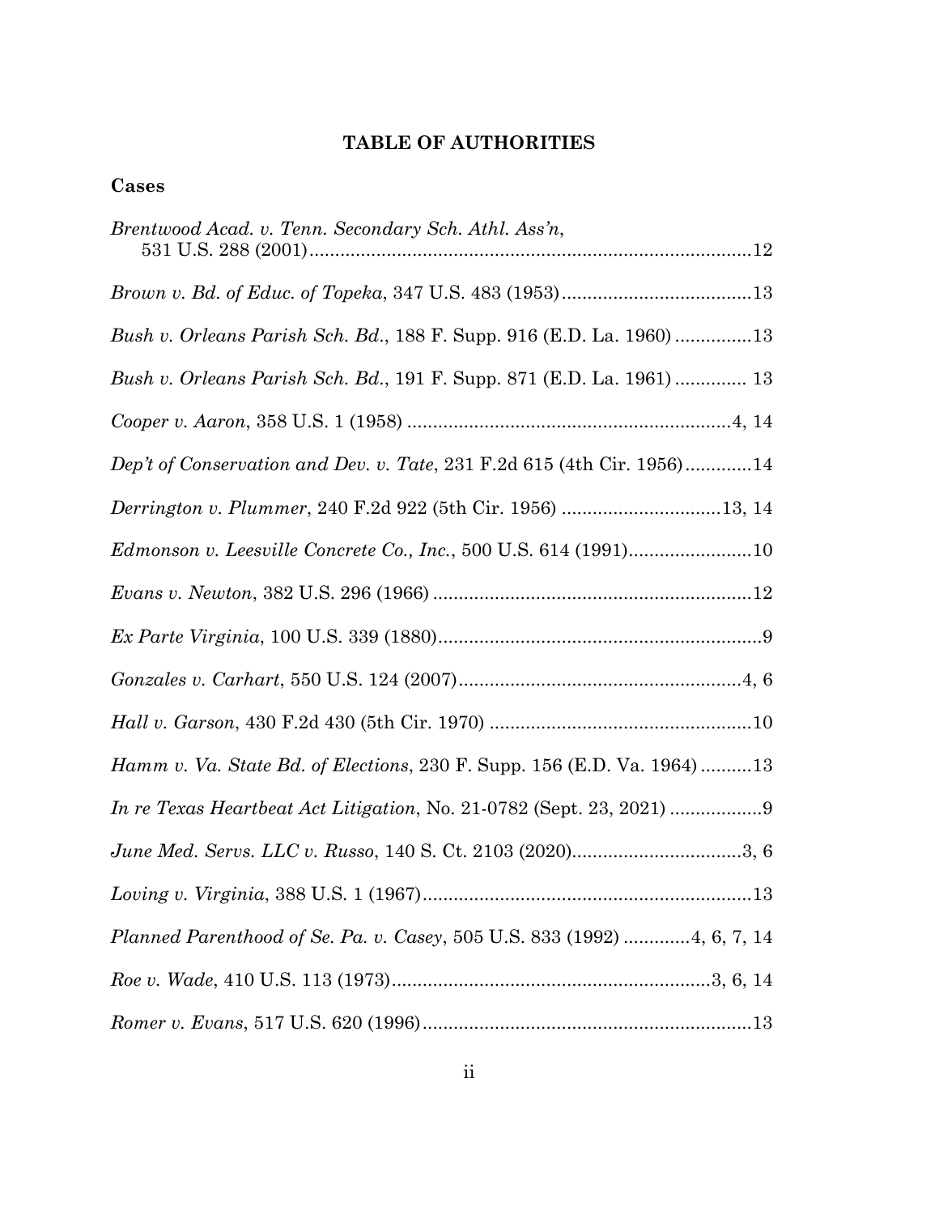## TABLE OF AUTHORITIES

### Cases

*Brentwood Acad. v. Tenn. Secondary Sch. Athl. Ass'n*, 531 U.S. 288 (2001) ....................................................................................12

*Brown v. Bd. of Educ. of Topeka*, 347 U.S. 483 (1953) ....................................13

*Bush v. Orleans Parish Sch. Bd.*, 188 F. Supp. 916 (E.D. La. 1960) ...............13

*Bush v. Orleans Parish Sch. Bd.*, 191 F. Supp. 871 (E.D. La. 1961) .............. 13

*Cooper v. Aaron*, 358 U.S. 1 (1958) ...............................................................4, 14

*Dep't of Conservation and Dev. v. Tate*, 231 F.2d 615 (4th Cir. 1956).............14

*Derrington v. Plummer*, 240 F.2d 922 (5th Cir. 1956) ...............................13, 14

*Edmonson v. Leesville Concrete Co., Inc.*, 500 U.S. 614 (1991)........................10

*Evans v. Newton*, 382 U.S. 296 (1966) ..............................................................12

*Ex Parte Virginia*, 100 U.S. 339 (1880)................................................................9

*Gonzales v. Carhart*, 550 U.S. 124 (2007).......................................................4, 6

*Hall v. Garson*, 430 F.2d 430 (5th Cir. 1970) ...................................................10

*Hamm v. Va. State Bd. of Elections*, 230 F. Supp. 156 (E.D. Va. 1964) ..........13

*In re Texas Heartbeat Act Litigation*, No. 21-0782 (Sept. 23, 2021) ..................9

*June Med. Servs. LLC v. Russo*, 140 S. Ct. 2103 (2020).................................3, 6

*Loving v. Virginia*, 388 U.S. 1 (1967)................................................................13

*Planned Parenthood of Se. Pa. v. Casey*, 505 U.S. 833 (1992) .............4, 6, 7, 14

*Roe v. Wade*, 410 U.S. 113 (1973)..............................................................3, 6, 14

*Romer v. Evans*, 517 U.S. 620 (1996)................................................................13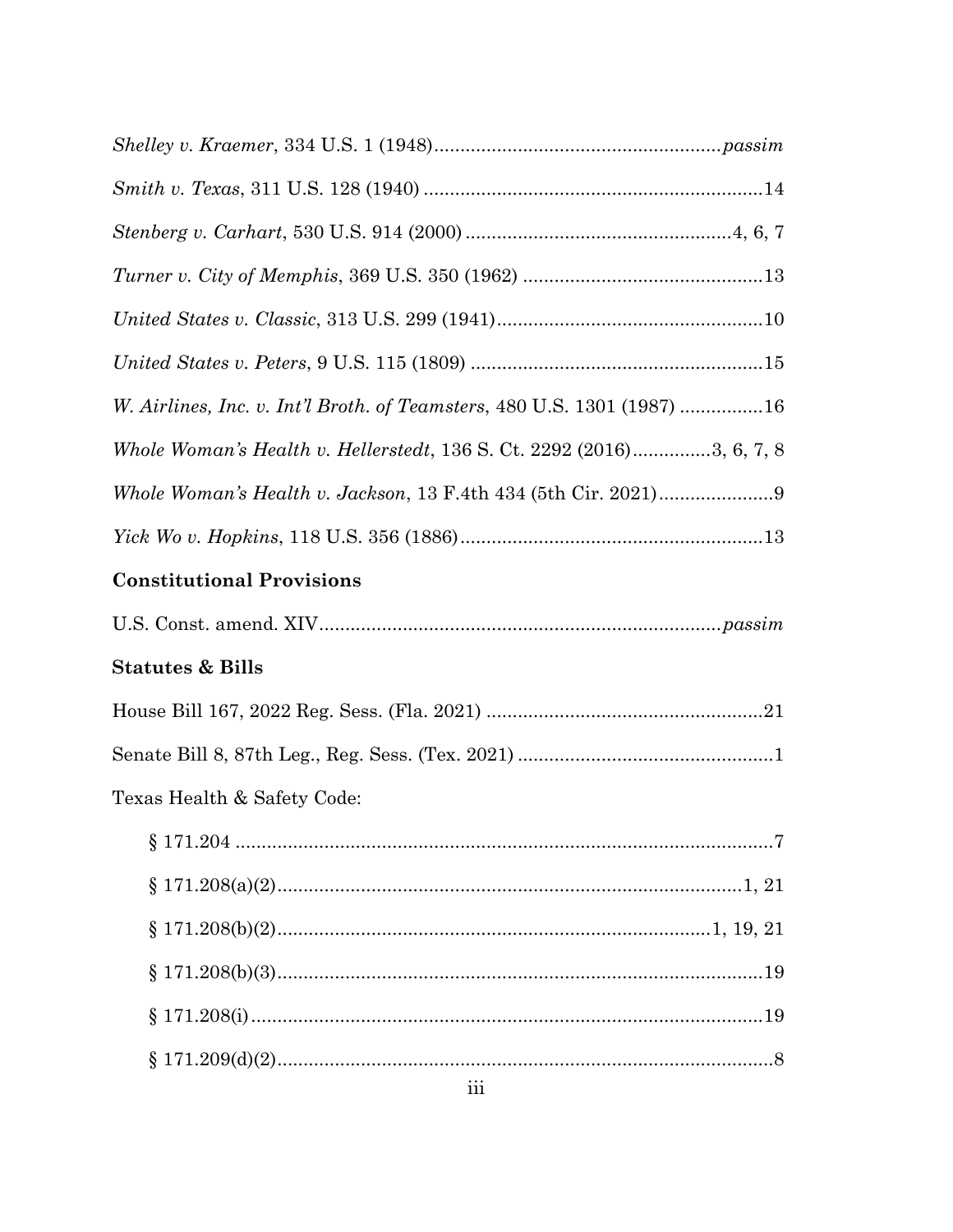*Shelley v. Kraemer*, 334 U.S. 1 (1948)......................................................*passim*

*Smith v. Texas*, 311 U.S. 128 (1940) .................................................................14

*Stenberg v. Carhart*, 530 U.S. 914 (2000) ..................................................4, 6, 7

*Turner v. City of Memphis*, 369 U.S. 350 (1962) ..............................................13

*United States v. Classic*, 313 U.S. 299 (1941)..................................................10

*United States v. Peters*, 9 U.S. 115 (1809) ........................................................15

*W. Airlines, Inc. v. Int'l Broth. of Teamsters*, 480 U.S. 1301 (1987) ................16

*Whole Woman's Health v. Hellerstedt*, 136 S. Ct. 2292 (2016)...............3, 6, 7, 8

*Whole Woman's Health v. Jackson*, 13 F.4th 434 (5th Cir. 2021)......................9

*Yick Wo v. Hopkins*, 118 U.S. 356 (1886)..........................................................13

**Constitutional Provisions**

U.S. Const. amend. XIV............................................................................*passim*

**Statutes & Bills**

House Bill 167, 2022 Reg. Sess. (Fla. 2021) .....................................................21

Senate Bill 8, 87th Leg., Reg. Sess. (Tex. 2021) .................................................1

Texas Health & Safety Code:

§ 171.204 ........................................................................................................7

§ 171.208(a)(2).......................................................................................1, 21

§ 171.208(b)(2)..................................................................................1, 19, 21

§ 171.208(b)(3)...............................................................................................19

§ 171.208(i)....................................................................................................19

§ 171.209(d)(2).................................................................................................8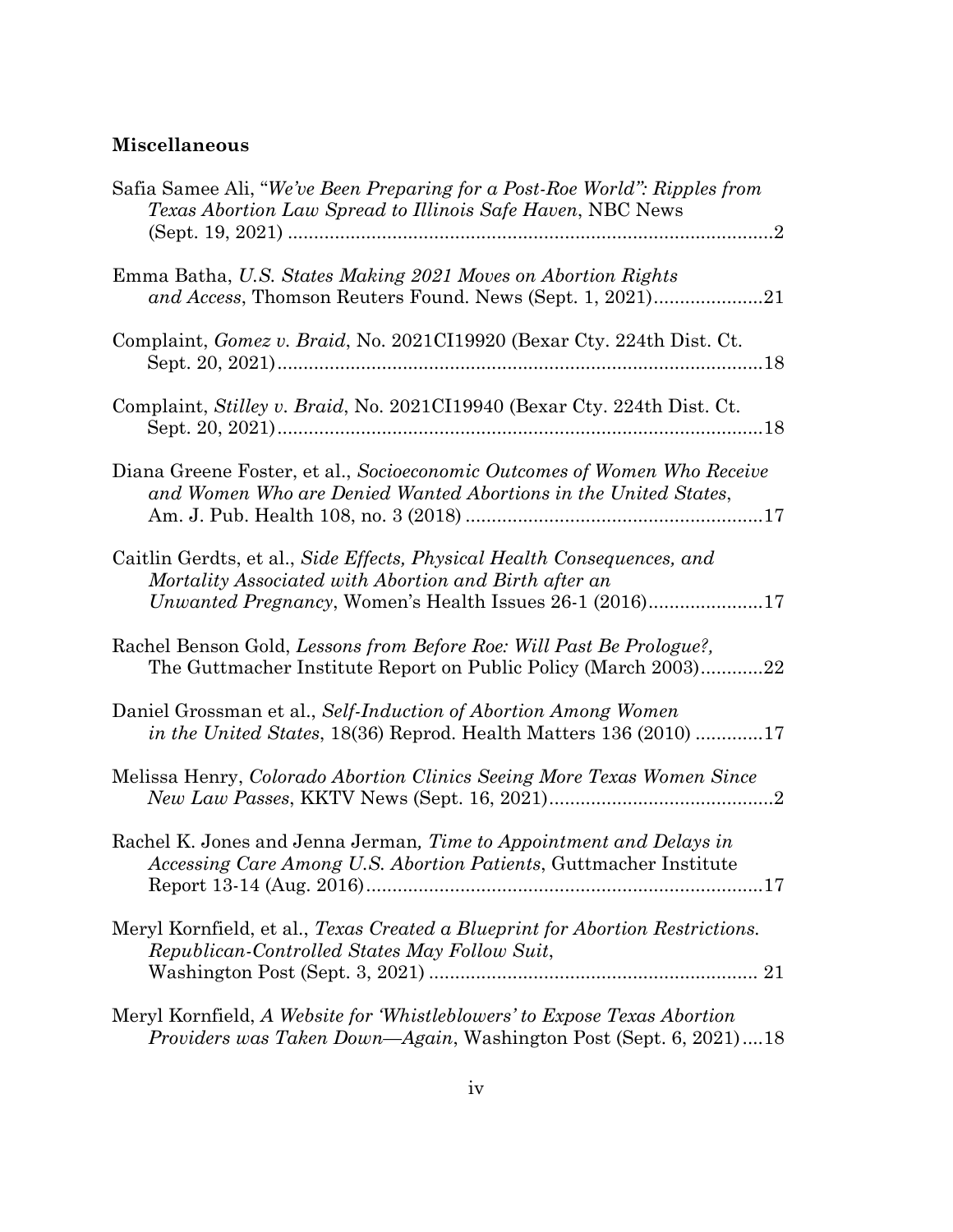## Miscellaneous

Safia Samee Ali, "*We've Been Preparing for a Post-Roe World": Ripples from Texas Abortion Law Spread to Illinois Safe Haven*, NBC News (Sept. 19, 2021) ....................................................................................2

Emma Batha, *U.S. States Making 2021 Moves on Abortion Rights and Access*, Thomson Reuters Found. News (Sept. 1, 2021).....................21

Complaint, *Gomez v. Braid*, No. 2021CI19920 (Bexar Cty. 224th Dist. Ct. Sept. 20, 2021)..............................................................................................18

Complaint, *Stilley v. Braid*, No. 2021CI19940 (Bexar Cty. 224th Dist. Ct. Sept. 20, 2021)..............................................................................................18

Diana Greene Foster, et al., *Socioeconomic Outcomes of Women Who Receive and Women Who are Denied Wanted Abortions in the United States*, Am. J. Pub. Health 108, no. 3 (2018) .........................................................17

Caitlin Gerdts, et al., *Side Effects, Physical Health Consequences, and Mortality Associated with Abortion and Birth after an Unwanted Pregnancy*, Women's Health Issues 26-1 (2016)......................17

Rachel Benson Gold, *Lessons from Before Roe: Will Past Be Prologue?*, The Guttmacher Institute Report on Public Policy (March 2003)............22

Daniel Grossman et al., *Self-Induction of Abortion Among Women in the United States*, 18(36) Reprod. Health Matters 136 (2010) .............17

Melissa Henry, *Colorado Abortion Clinics Seeing More Texas Women Since New Law Passes*, KKTV News (Sept. 16, 2021)...........................................2

Rachel K. Jones and Jenna Jerman*, Time to Appointment and Delays in Accessing Care Among U.S. Abortion Patients*, Guttmacher Institute Report 13-14 (Aug. 2016)............................................................................17

Meryl Kornfield, et al., *Texas Created a Blueprint for Abortion Restrictions. Republican-Controlled States May Follow Suit*, Washington Post (Sept. 3, 2021) ............................................................... 21

Meryl Kornfield, *A Website for 'Whistleblowers' to Expose Texas Abortion Providers was Taken Down—Again*, Washington Post (Sept. 6, 2021)....18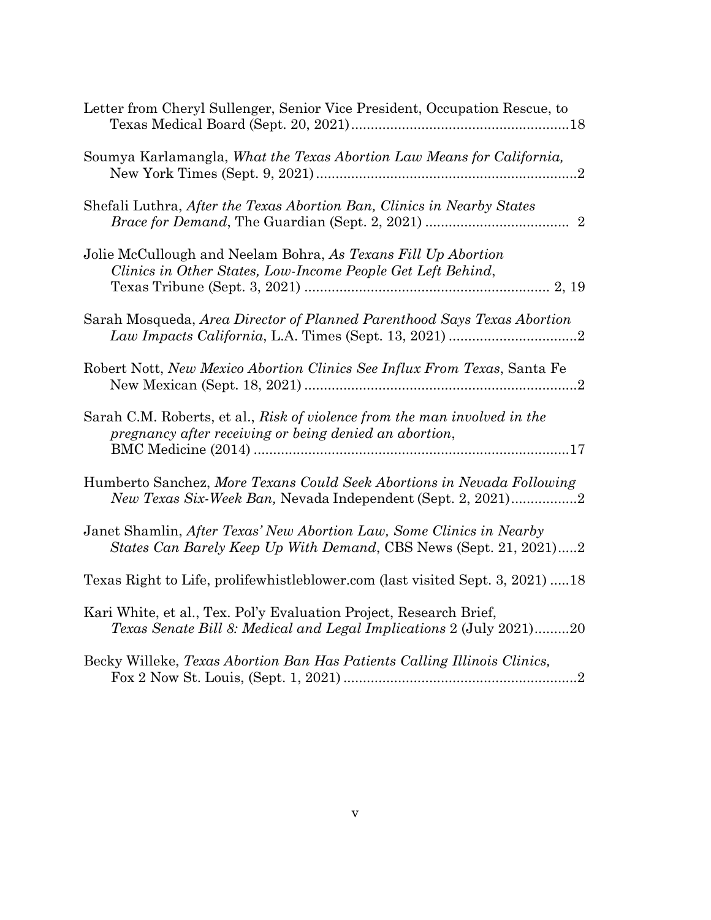Letter from Cheryl Sullenger, Senior Vice President, Occupation Rescue, to Texas Medical Board (Sept. 20, 2021)........................................................18

Soumya Karlamangla, *What the Texas Abortion Law Means for California,* New York Times (Sept. 9, 2021)....................................................................2

Shefali Luthra, *After the Texas Abortion Ban, Clinics in Nearby States Brace for Demand*, The Guardian (Sept. 2, 2021) .................................... 2

Jolie McCullough and Neelam Bohra, *As Texans Fill Up Abortion Clinics in Other States, Low-Income People Get Left Behind*, Texas Tribune (Sept. 3, 2021) .............................................................. 2, 19

Sarah Mosqueda, *Area Director of Planned Parenthood Says Texas Abortion Law Impacts California*, L.A. Times (Sept. 13, 2021) .................................2

Robert Nott, *New Mexico Abortion Clinics See Influx From Texas*, Santa Fe New Mexican (Sept. 18, 2021) ......................................................................2

Sarah C.M. Roberts, et al., *Risk of violence from the man involved in the pregnancy after receiving or being denied an abortion*, BMC Medicine (2014) .................................................................................17

Humberto Sanchez, *More Texans Could Seek Abortions in Nevada Following New Texas Six-Week Ban,* Nevada Independent (Sept. 2, 2021).................2

Janet Shamlin, *After Texas' New Abortion Law, Some Clinics in Nearby States Can Barely Keep Up With Demand*, CBS News (Sept. 21, 2021).....2

Texas Right to Life, prolifewhistleblower.com (last visited Sept. 3, 2021) .....18

Kari White, et al., Tex. Pol'y Evaluation Project, Research Brief, *Texas Senate Bill 8: Medical and Legal Implications* 2 (July 2021).........20

Becky Willeke, *Texas Abortion Ban Has Patients Calling Illinois Clinics,* Fox 2 Now St. Louis, (Sept. 1, 2021) ............................................................2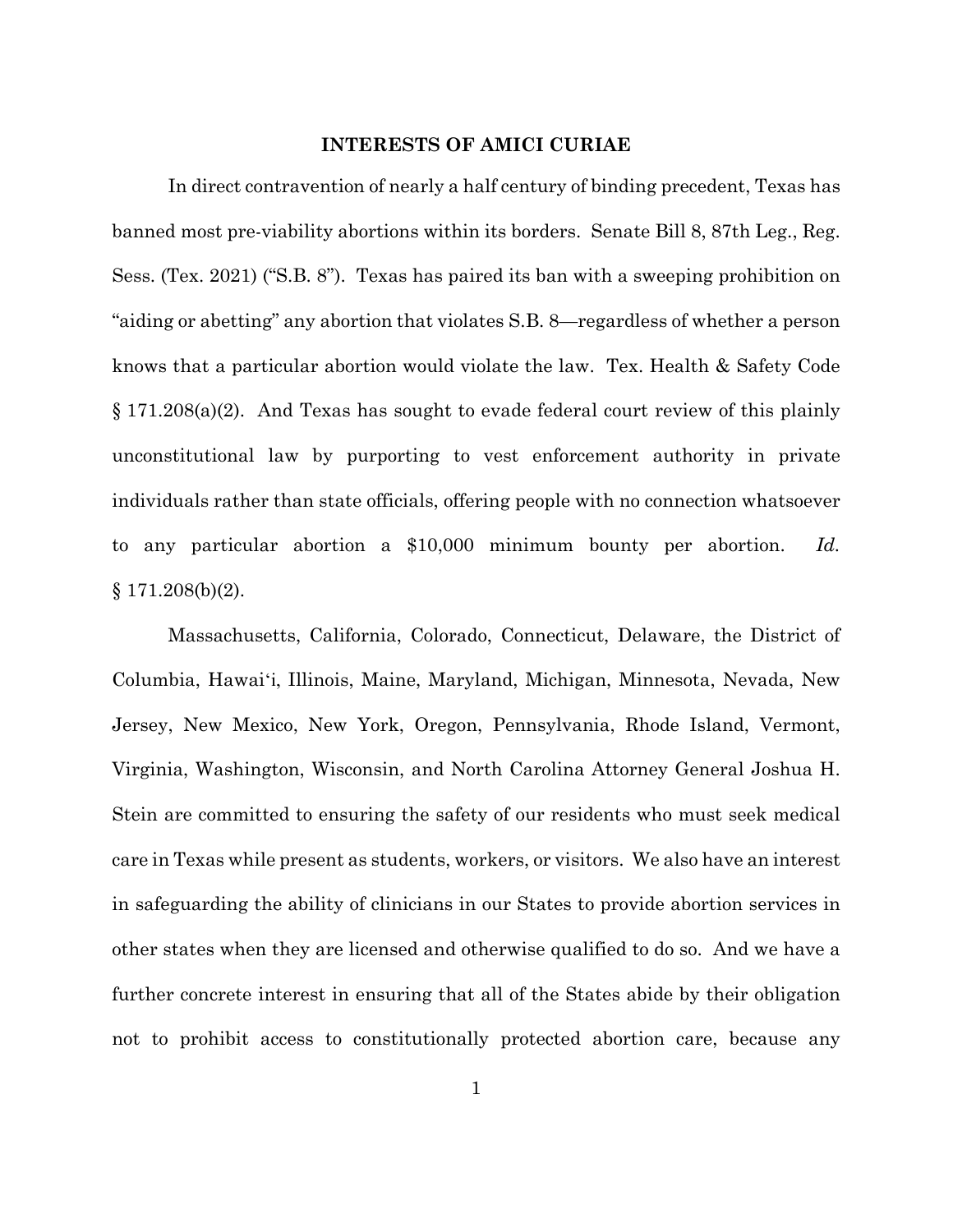## INTERESTS OF AMICI CURIAE

In direct contravention of nearly a half century of binding precedent, Texas has banned most pre-viability abortions within its borders. Senate Bill 8, 87th Leg., Reg. Sess. (Tex. 2021) ("S.B. 8"). Texas has paired its ban with a sweeping prohibition on "aiding or abetting" any abortion that violates S.B. 8—regardless of whether a person knows that a particular abortion would violate the law. Tex. Health & Safety Code § 171.208(a)(2). And Texas has sought to evade federal court review of this plainly unconstitutional law by purporting to vest enforcement authority in private individuals rather than state officials, offering people with no connection whatsoever to any particular abortion a $10,000 minimum bounty per abortion. *Id.* § 171.208(b)(2).

Massachusetts, California, Colorado, Connecticut, Delaware, the District of Columbia, Hawaiʻi, Illinois, Maine, Maryland, Michigan, Minnesota, Nevada, New Jersey, New Mexico, New York, Oregon, Pennsylvania, Rhode Island, Vermont, Virginia, Washington, Wisconsin, and North Carolina Attorney General Joshua H. Stein are committed to ensuring the safety of our residents who must seek medical care in Texas while present as students, workers, or visitors. We also have an interest in safeguarding the ability of clinicians in our States to provide abortion services in other states when they are licensed and otherwise qualified to do so. And we have a further concrete interest in ensuring that all of the States abide by their obligation not to prohibit access to constitutionally protected abortion care, because any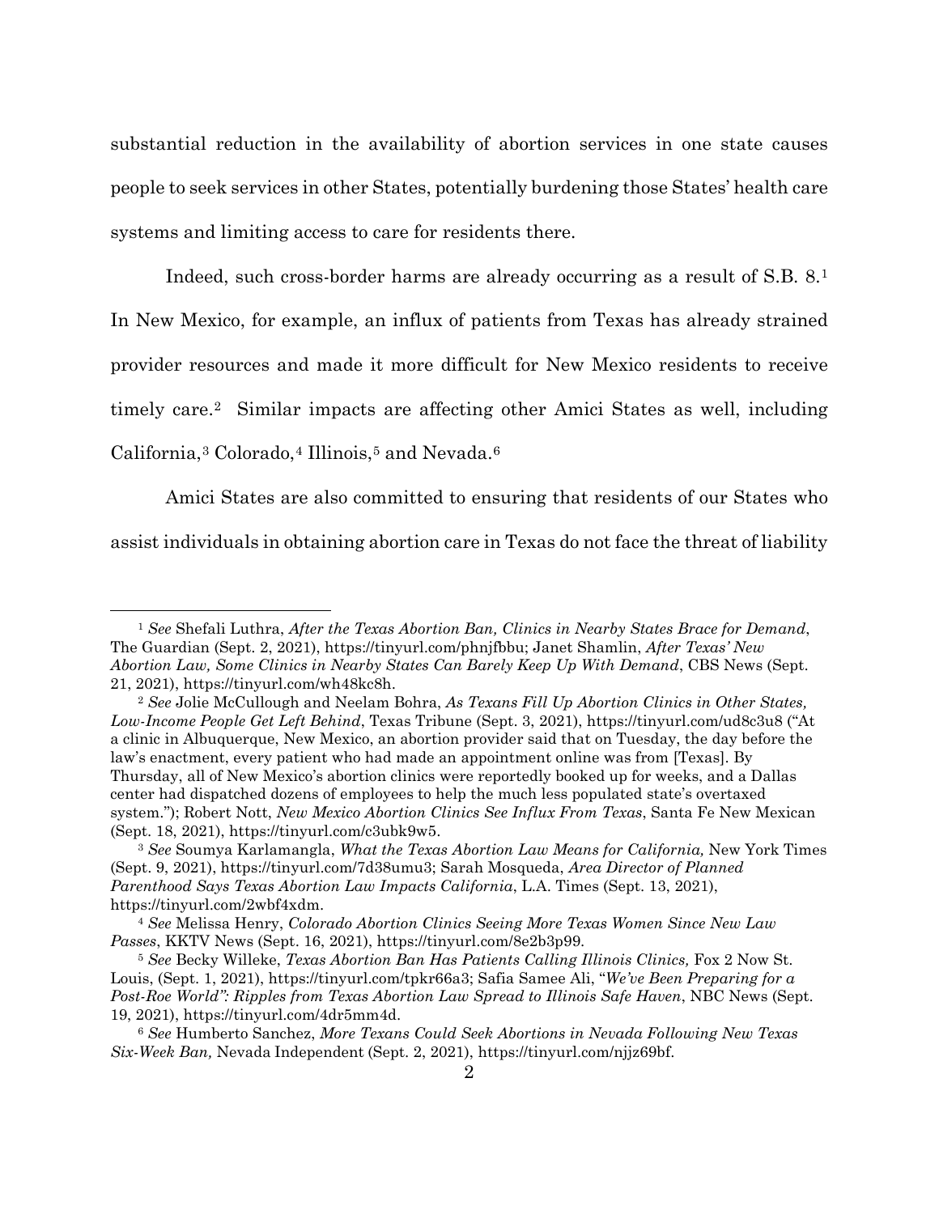substantial reduction in the availability of abortion services in one state causes people to seek services in other States, potentially burdening those States' health care systems and limiting access to care for residents there.

Indeed, such cross-border harms are already occurring as a result of S.B. 8.[1] In New Mexico, for example, an influx of patients from Texas has already strained provider resources and made it more difficult for New Mexico residents to receive timely care.[2] Similar impacts are affecting other Amici States as well, including California,[3] Colorado,[4] Illinois,[5] and Nevada.[6]

Amici States are also committed to ensuring that residents of our States who assist individuals in obtaining abortion care in Texas do not face the threat of liability

---

[1] *See* Shefali Luthra, *After the Texas Abortion Ban, Clinics in Nearby States Brace for Demand*, The Guardian (Sept. 2, 2021), https://tinyurl.com/phnjfbbu; Janet Shamlin, *After Texas' New Abortion Law, Some Clinics in Nearby States Can Barely Keep Up With Demand*, CBS News (Sept. 21, 2021), https://tinyurl.com/wh48kc8h.

[2] *See* Jolie McCullough and Neelam Bohra, *As Texans Fill Up Abortion Clinics in Other States, Low-Income People Get Left Behind*, Texas Tribune (Sept. 3, 2021), https://tinyurl.com/ud8c3u8 ("At a clinic in Albuquerque, New Mexico, an abortion provider said that on Tuesday, the day before the law's enactment, every patient who had made an appointment online was from [Texas]. By Thursday, all of New Mexico's abortion clinics were reportedly booked up for weeks, and a Dallas center had dispatched dozens of employees to help the much less populated state's overtaxed system."); Robert Nott, *New Mexico Abortion Clinics See Influx From Texas*, Santa Fe New Mexican (Sept. 18, 2021), https://tinyurl.com/c3ubk9w5.

[3] *See* Soumya Karlamangla, *What the Texas Abortion Law Means for California,* New York Times (Sept. 9, 2021), https://tinyurl.com/7d38umu3; Sarah Mosqueda, *Area Director of Planned Parenthood Says Texas Abortion Law Impacts California*, L.A. Times (Sept. 13, 2021), https://tinyurl.com/2wbf4xdm.

[4] *See* Melissa Henry, *Colorado Abortion Clinics Seeing More Texas Women Since New Law Passes*, KKTV News (Sept. 16, 2021), https://tinyurl.com/8e2b3p99.

[5] *See* Becky Willeke, *Texas Abortion Ban Has Patients Calling Illinois Clinics,* Fox 2 Now St. Louis, (Sept. 1, 2021), https://tinyurl.com/tpkr66a3; Safia Samee Ali, "*We've Been Preparing for a Post-Roe World": Ripples from Texas Abortion Law Spread to Illinois Safe Haven*, NBC News (Sept. 19, 2021), https://tinyurl.com/4dr5mm4d.

[6] *See* Humberto Sanchez, *More Texans Could Seek Abortions in Nevada Following New Texas Six-Week Ban,* Nevada Independent (Sept. 2, 2021), https://tinyurl.com/njjz69bf.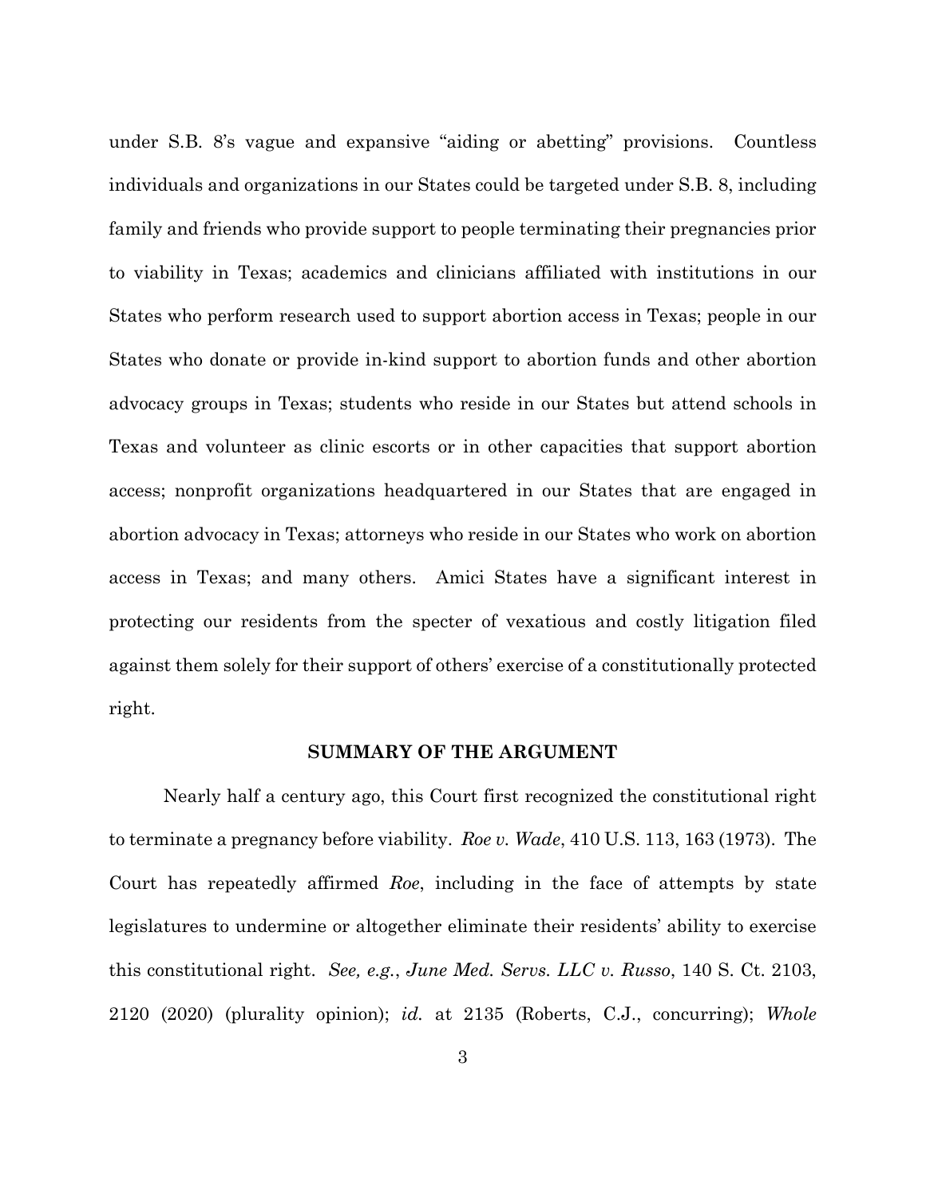under S.B. 8's vague and expansive "aiding or abetting" provisions. Countless individuals and organizations in our States could be targeted under S.B. 8, including family and friends who provide support to people terminating their pregnancies prior to viability in Texas; academics and clinicians affiliated with institutions in our States who perform research used to support abortion access in Texas; people in our States who donate or provide in-kind support to abortion funds and other abortion advocacy groups in Texas; students who reside in our States but attend schools in Texas and volunteer as clinic escorts or in other capacities that support abortion access; nonprofit organizations headquartered in our States that are engaged in abortion advocacy in Texas; attorneys who reside in our States who work on abortion access in Texas; and many others. Amici States have a significant interest in protecting our residents from the specter of vexatious and costly litigation filed against them solely for their support of others' exercise of a constitutionally protected right.

## SUMMARY OF THE ARGUMENT

Nearly half a century ago, this Court first recognized the constitutional right to terminate a pregnancy before viability. *Roe v. Wade*, 410 U.S. 113, 163 (1973). The Court has repeatedly affirmed *Roe*, including in the face of attempts by state legislatures to undermine or altogether eliminate their residents' ability to exercise this constitutional right. *See, e.g.*, *June Med. Servs. LLC v. Russo*, 140 S. Ct. 2103, 2120 (2020) (plurality opinion); *id.* at 2135 (Roberts, C.J., concurring); *Whole*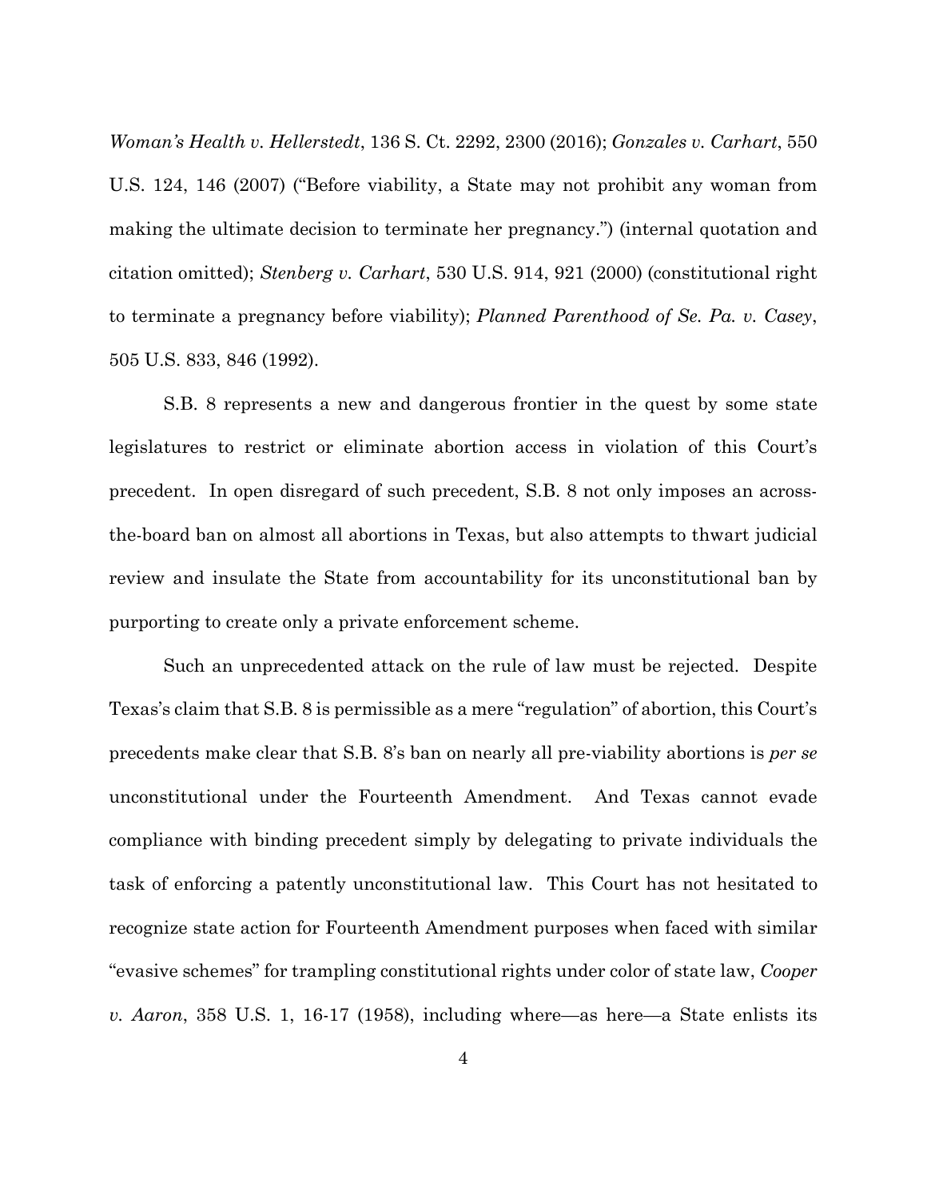*Woman's Health v. Hellerstedt*, 136 S. Ct. 2292, 2300 (2016); *Gonzales v. Carhart*, 550 U.S. 124, 146 (2007) ("Before viability, a State may not prohibit any woman from making the ultimate decision to terminate her pregnancy.") (internal quotation and citation omitted); *Stenberg v. Carhart*, 530 U.S. 914, 921 (2000) (constitutional right to terminate a pregnancy before viability); *Planned Parenthood of Se. Pa. v. Casey*, 505 U.S. 833, 846 (1992).

S.B. 8 represents a new and dangerous frontier in the quest by some state legislatures to restrict or eliminate abortion access in violation of this Court's precedent. In open disregard of such precedent, S.B. 8 not only imposes an across-the-board ban on almost all abortions in Texas, but also attempts to thwart judicial review and insulate the State from accountability for its unconstitutional ban by purporting to create only a private enforcement scheme.

Such an unprecedented attack on the rule of law must be rejected. Despite Texas's claim that S.B. 8 is permissible as a mere "regulation" of abortion, this Court's precedents make clear that S.B. 8's ban on nearly all pre-viability abortions is *per se* unconstitutional under the Fourteenth Amendment. And Texas cannot evade compliance with binding precedent simply by delegating to private individuals the task of enforcing a patently unconstitutional law. This Court has not hesitated to recognize state action for Fourteenth Amendment purposes when faced with similar "evasive schemes" for trampling constitutional rights under color of state law, *Cooper v. Aaron*, 358 U.S. 1, 16-17 (1958), including where—as here—a State enlists its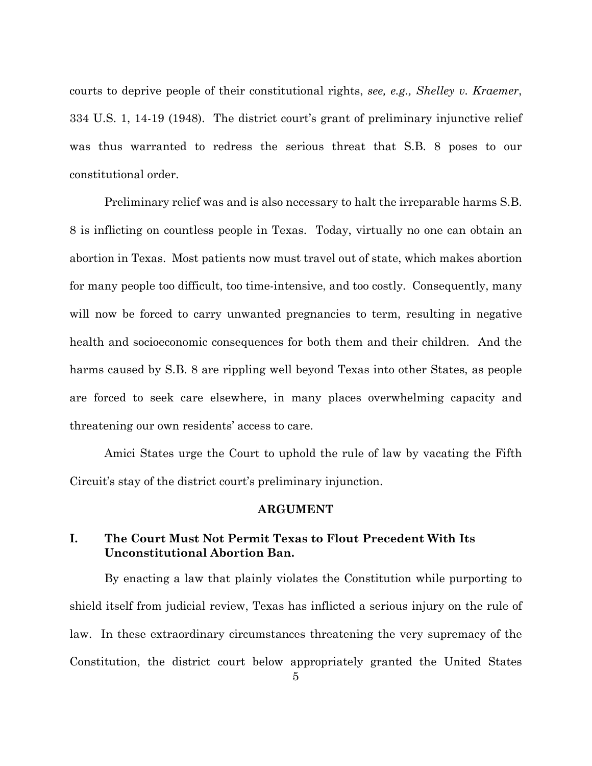courts to deprive people of their constitutional rights, *see, e.g., Shelley v. Kraemer*, 334 U.S. 1, 14-19 (1948). The district court's grant of preliminary injunctive relief was thus warranted to redress the serious threat that S.B. 8 poses to our constitutional order.

Preliminary relief was and is also necessary to halt the irreparable harms S.B. 8 is inflicting on countless people in Texas. Today, virtually no one can obtain an abortion in Texas. Most patients now must travel out of state, which makes abortion for many people too difficult, too time-intensive, and too costly. Consequently, many will now be forced to carry unwanted pregnancies to term, resulting in negative health and socioeconomic consequences for both them and their children. And the harms caused by S.B. 8 are rippling well beyond Texas into other States, as people are forced to seek care elsewhere, in many places overwhelming capacity and threatening our own residents' access to care.

Amici States urge the Court to uphold the rule of law by vacating the Fifth Circuit's stay of the district court's preliminary injunction.

## ARGUMENT

### I. The Court Must Not Permit Texas to Flout Precedent With Its Unconstitutional Abortion Ban.

By enacting a law that plainly violates the Constitution while purporting to shield itself from judicial review, Texas has inflicted a serious injury on the rule of law. In these extraordinary circumstances threatening the very supremacy of the Constitution, the district court below appropriately granted the United States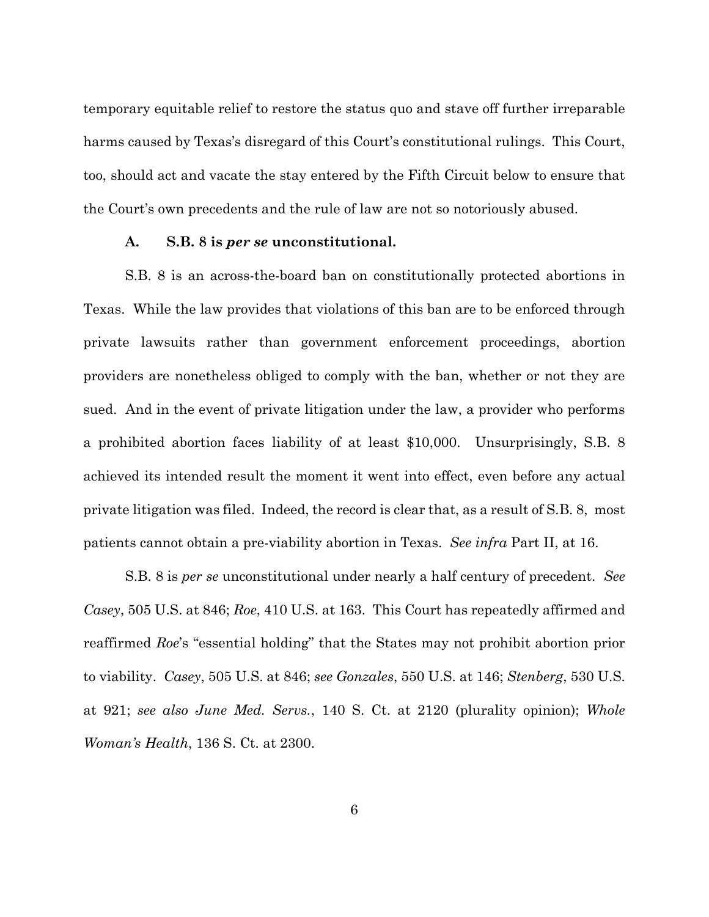temporary equitable relief to restore the status quo and stave off further irreparable harms caused by Texas's disregard of this Court's constitutional rulings. This Court, too, should act and vacate the stay entered by the Fifth Circuit below to ensure that the Court's own precedents and the rule of law are not so notoriously abused.

### A. S.B. 8 is *per se* unconstitutional.

S.B. 8 is an across-the-board ban on constitutionally protected abortions in Texas. While the law provides that violations of this ban are to be enforced through private lawsuits rather than government enforcement proceedings, abortion providers are nonetheless obliged to comply with the ban, whether or not they are sued. And in the event of private litigation under the law, a provider who performs a prohibited abortion faces liability of at least $10,000. Unsurprisingly, S.B. 8 achieved its intended result the moment it went into effect, even before any actual private litigation was filed. Indeed, the record is clear that, as a result of S.B. 8, most patients cannot obtain a pre-viability abortion in Texas. *See infra* Part II, at 16.

S.B. 8 is *per se* unconstitutional under nearly a half century of precedent. *See Casey*, 505 U.S. at 846; *Roe*, 410 U.S. at 163. This Court has repeatedly affirmed and reaffirmed *Roe*'s "essential holding" that the States may not prohibit abortion prior to viability. *Casey*, 505 U.S. at 846; *see Gonzales*, 550 U.S. at 146; *Stenberg*, 530 U.S. at 921; *see also June Med. Servs.*, 140 S. Ct. at 2120 (plurality opinion); *Whole Woman's Health*, 136 S. Ct. at 2300.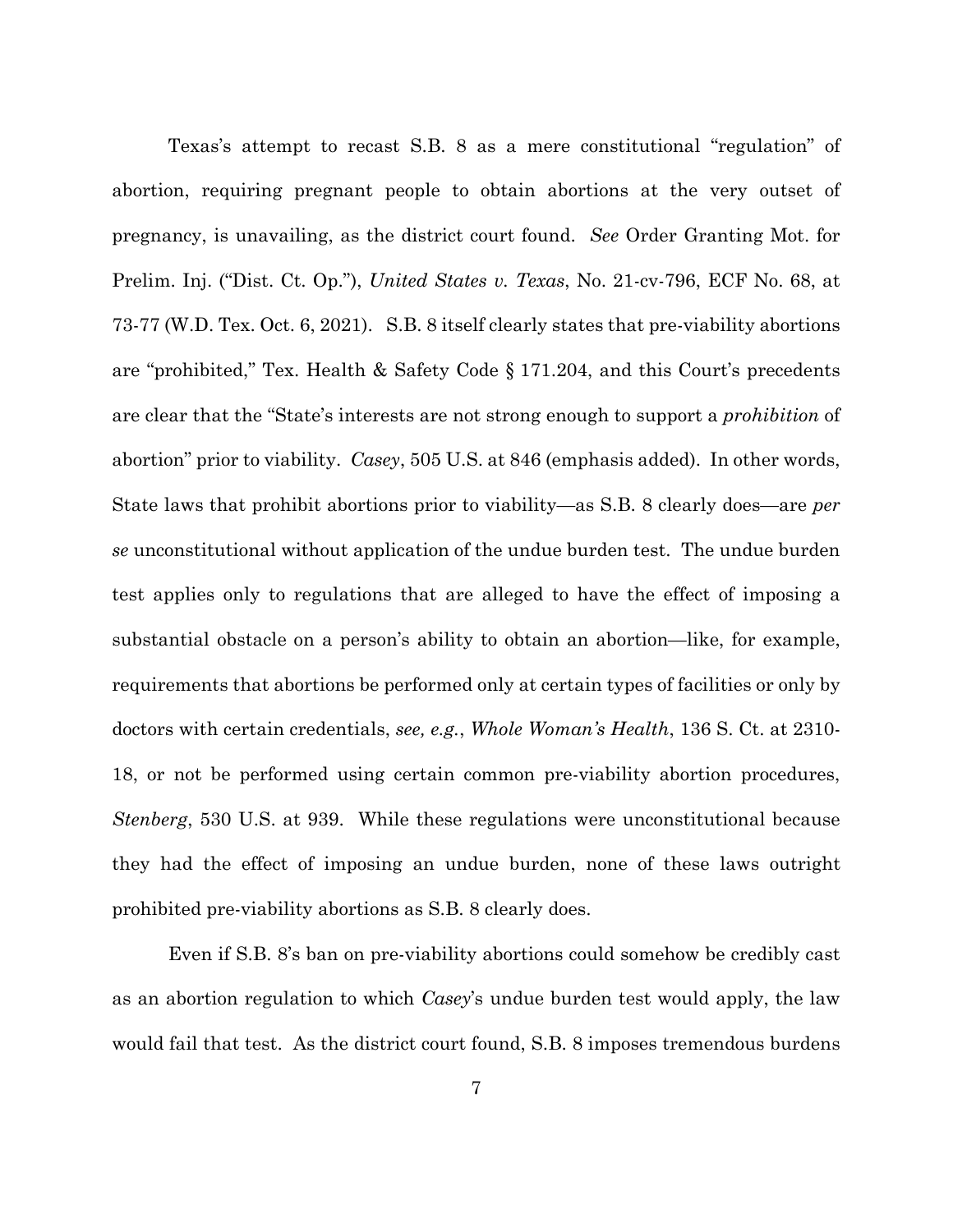Texas's attempt to recast S.B. 8 as a mere constitutional "regulation" of abortion, requiring pregnant people to obtain abortions at the very outset of pregnancy, is unavailing, as the district court found. *See* Order Granting Mot. for Prelim. Inj. ("Dist. Ct. Op."), *United States v. Texas*, No. 21-cv-796, ECF No. 68, at 73-77 (W.D. Tex. Oct. 6, 2021). S.B. 8 itself clearly states that pre-viability abortions are "prohibited," Tex. Health & Safety Code § 171.204, and this Court's precedents are clear that the "State's interests are not strong enough to support a *prohibition* of abortion" prior to viability. *Casey*, 505 U.S. at 846 (emphasis added). In other words, State laws that prohibit abortions prior to viability—as S.B. 8 clearly does—are *per se* unconstitutional without application of the undue burden test. The undue burden test applies only to regulations that are alleged to have the effect of imposing a substantial obstacle on a person's ability to obtain an abortion—like, for example, requirements that abortions be performed only at certain types of facilities or only by doctors with certain credentials, *see, e.g.*, *Whole Woman's Health*, 136 S. Ct. at 2310-18, or not be performed using certain common pre-viability abortion procedures, *Stenberg*, 530 U.S. at 939. While these regulations were unconstitutional because they had the effect of imposing an undue burden, none of these laws outright prohibited pre-viability abortions as S.B. 8 clearly does.

Even if S.B. 8's ban on pre-viability abortions could somehow be credibly cast as an abortion regulation to which *Casey*'s undue burden test would apply, the law would fail that test. As the district court found, S.B. 8 imposes tremendous burdens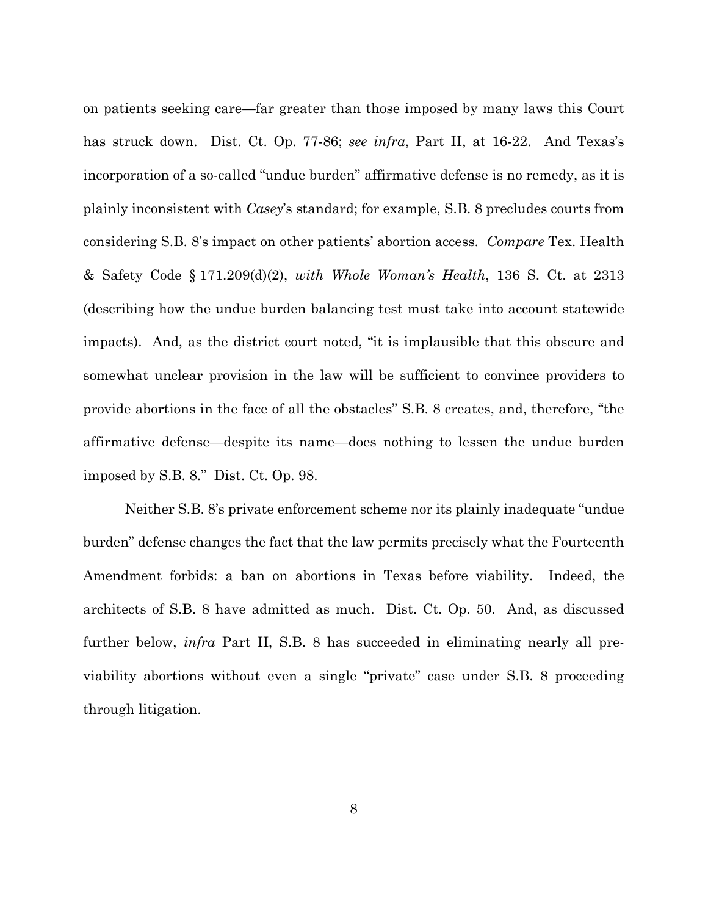on patients seeking care—far greater than those imposed by many laws this Court has struck down. Dist. Ct. Op. 77-86; *see infra*, Part II, at 16-22. And Texas's incorporation of a so-called "undue burden" affirmative defense is no remedy, as it is plainly inconsistent with *Casey*'s standard; for example, S.B. 8 precludes courts from considering S.B. 8's impact on other patients' abortion access. *Compare* Tex. Health & Safety Code § 171.209(d)(2), *with Whole Woman's Health*, 136 S. Ct. at 2313 (describing how the undue burden balancing test must take into account statewide impacts). And, as the district court noted, "it is implausible that this obscure and somewhat unclear provision in the law will be sufficient to convince providers to provide abortions in the face of all the obstacles" S.B. 8 creates, and, therefore, "the affirmative defense—despite its name—does nothing to lessen the undue burden imposed by S.B. 8." Dist. Ct. Op. 98.

Neither S.B. 8's private enforcement scheme nor its plainly inadequate "undue burden" defense changes the fact that the law permits precisely what the Fourteenth Amendment forbids: a ban on abortions in Texas before viability. Indeed, the architects of S.B. 8 have admitted as much. Dist. Ct. Op. 50. And, as discussed further below, *infra* Part II, S.B. 8 has succeeded in eliminating nearly all pre-viability abortions without even a single "private" case under S.B. 8 proceeding through litigation.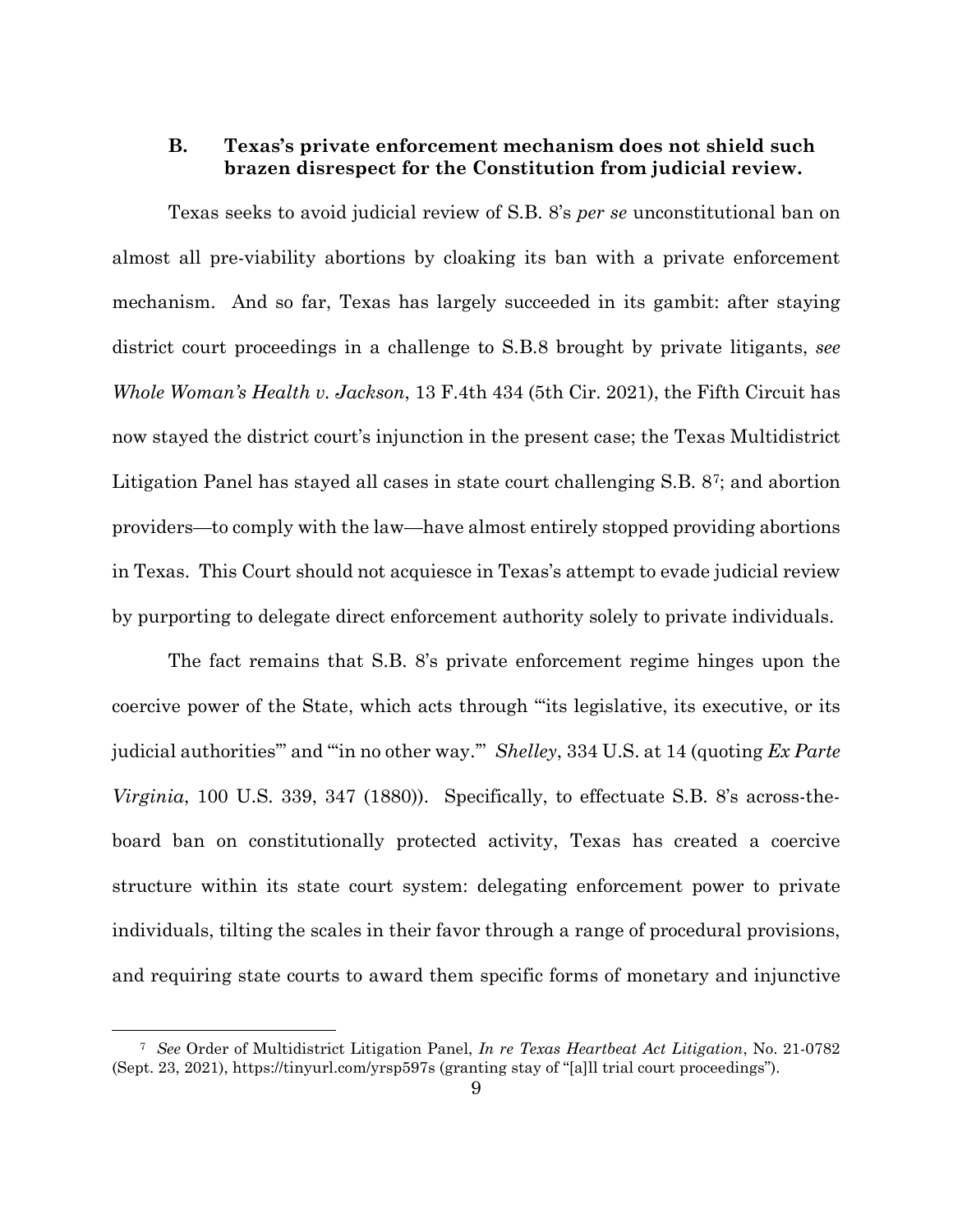### B. Texas's private enforcement mechanism does not shield such brazen disrespect for the Constitution from judicial review.

Texas seeks to avoid judicial review of S.B. 8's *per se* unconstitutional ban on almost all pre-viability abortions by cloaking its ban with a private enforcement mechanism. And so far, Texas has largely succeeded in its gambit: after staying district court proceedings in a challenge to S.B.8 brought by private litigants, *see Whole Woman's Health v. Jackson*, 13 F.4th 434 (5th Cir. 2021), the Fifth Circuit has now stayed the district court's injunction in the present case; the Texas Multidistrict Litigation Panel has stayed all cases in state court challenging S.B. 8[7]; and abortion providers—to comply with the law—have almost entirely stopped providing abortions in Texas. This Court should not acquiesce in Texas's attempt to evade judicial review by purporting to delegate direct enforcement authority solely to private individuals.

The fact remains that S.B. 8's private enforcement regime hinges upon the coercive power of the State, which acts through "'its legislative, its executive, or its judicial authorities'" and "'in no other way.'" *Shelley*, 334 U.S. at 14 (quoting *Ex Parte Virginia*, 100 U.S. 339, 347 (1880)). Specifically, to effectuate S.B. 8's across-the-board ban on constitutionally protected activity, Texas has created a coercive structure within its state court system: delegating enforcement power to private individuals, tilting the scales in their favor through a range of procedural provisions, and requiring state courts to award them specific forms of monetary and injunctive

---

[7] *See* Order of Multidistrict Litigation Panel, *In re Texas Heartbeat Act Litigation*, No. 21-0782 (Sept. 23, 2021), https://tinyurl.com/yrsp597s (granting stay of "[a]ll trial court proceedings").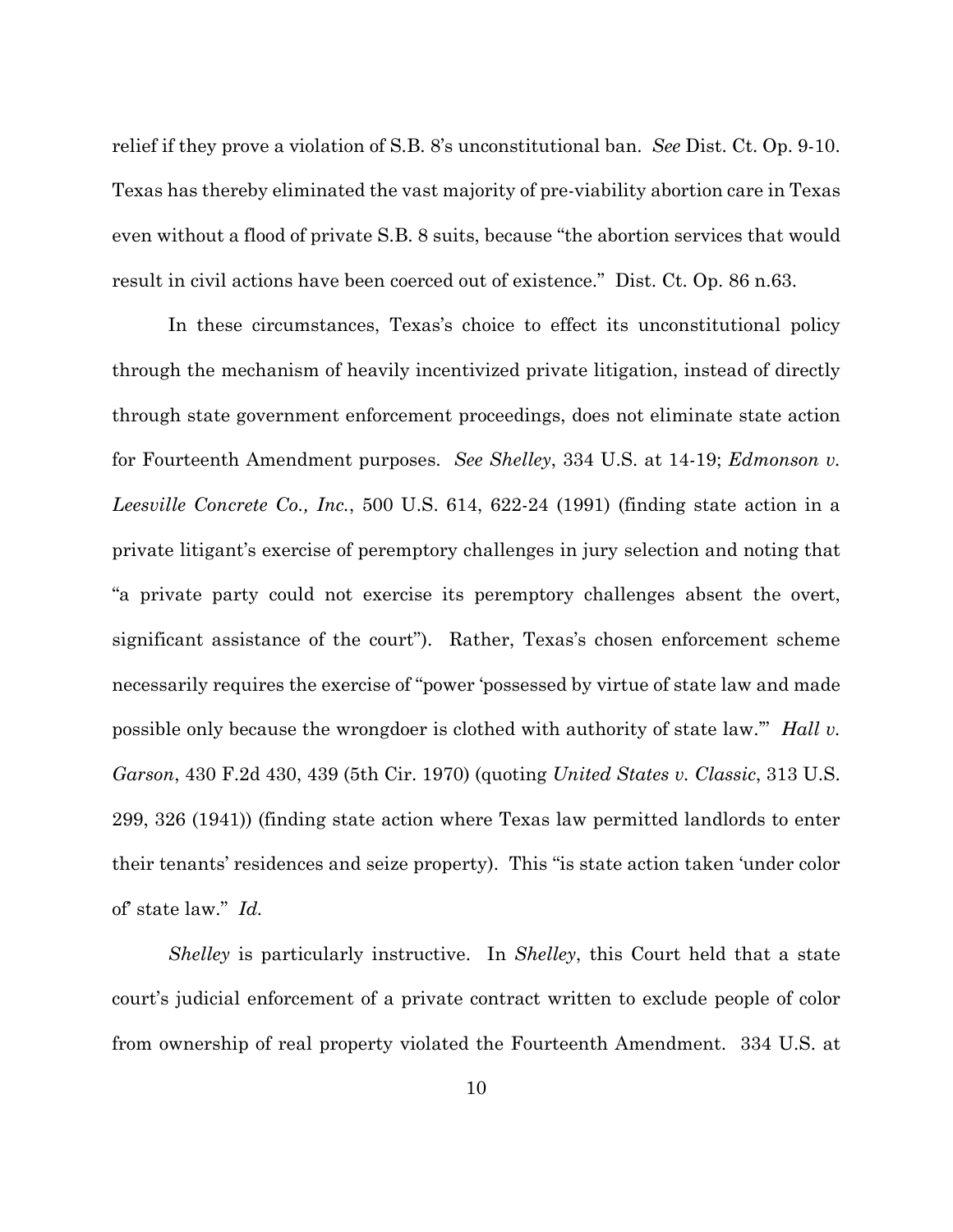relief if they prove a violation of S.B. 8's unconstitutional ban. *See* Dist. Ct. Op. 9-10. Texas has thereby eliminated the vast majority of pre-viability abortion care in Texas even without a flood of private S.B. 8 suits, because "the abortion services that would result in civil actions have been coerced out of existence." Dist. Ct. Op. 86 n.63.

In these circumstances, Texas's choice to effect its unconstitutional policy through the mechanism of heavily incentivized private litigation, instead of directly through state government enforcement proceedings, does not eliminate state action for Fourteenth Amendment purposes. *See Shelley*, 334 U.S. at 14-19; *Edmonson v. Leesville Concrete Co., Inc.*, 500 U.S. 614, 622-24 (1991) (finding state action in a private litigant's exercise of peremptory challenges in jury selection and noting that "a private party could not exercise its peremptory challenges absent the overt, significant assistance of the court"). Rather, Texas's chosen enforcement scheme necessarily requires the exercise of "power 'possessed by virtue of state law and made possible only because the wrongdoer is clothed with authority of state law.'" *Hall v. Garson*, 430 F.2d 430, 439 (5th Cir. 1970) (quoting *United States v. Classic*, 313 U.S. 299, 326 (1941)) (finding state action where Texas law permitted landlords to enter their tenants' residences and seize property). This "is state action taken 'under color of' state law." *Id.*

*Shelley* is particularly instructive. In *Shelley*, this Court held that a state court's judicial enforcement of a private contract written to exclude people of color from ownership of real property violated the Fourteenth Amendment. 334 U.S. at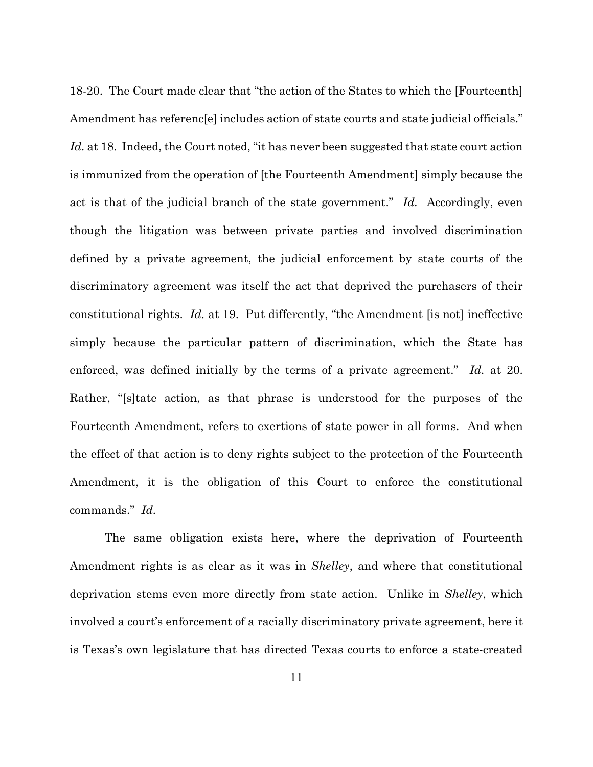18-20. The Court made clear that "the action of the States to which the [Fourteenth] Amendment has referenc[e] includes action of state courts and state judicial officials." *Id.* at 18. Indeed, the Court noted, "it has never been suggested that state court action is immunized from the operation of [the Fourteenth Amendment] simply because the act is that of the judicial branch of the state government." *Id.* Accordingly, even though the litigation was between private parties and involved discrimination defined by a private agreement, the judicial enforcement by state courts of the discriminatory agreement was itself the act that deprived the purchasers of their constitutional rights. *Id.* at 19. Put differently, "the Amendment [is not] ineffective simply because the particular pattern of discrimination, which the State has enforced, was defined initially by the terms of a private agreement." *Id.* at 20. Rather, "[s]tate action, as that phrase is understood for the purposes of the Fourteenth Amendment, refers to exertions of state power in all forms. And when the effect of that action is to deny rights subject to the protection of the Fourteenth Amendment, it is the obligation of this Court to enforce the constitutional commands." *Id.*

The same obligation exists here, where the deprivation of Fourteenth Amendment rights is as clear as it was in *Shelley*, and where that constitutional deprivation stems even more directly from state action. Unlike in *Shelley*, which involved a court's enforcement of a racially discriminatory private agreement, here it is Texas's own legislature that has directed Texas courts to enforce a state-created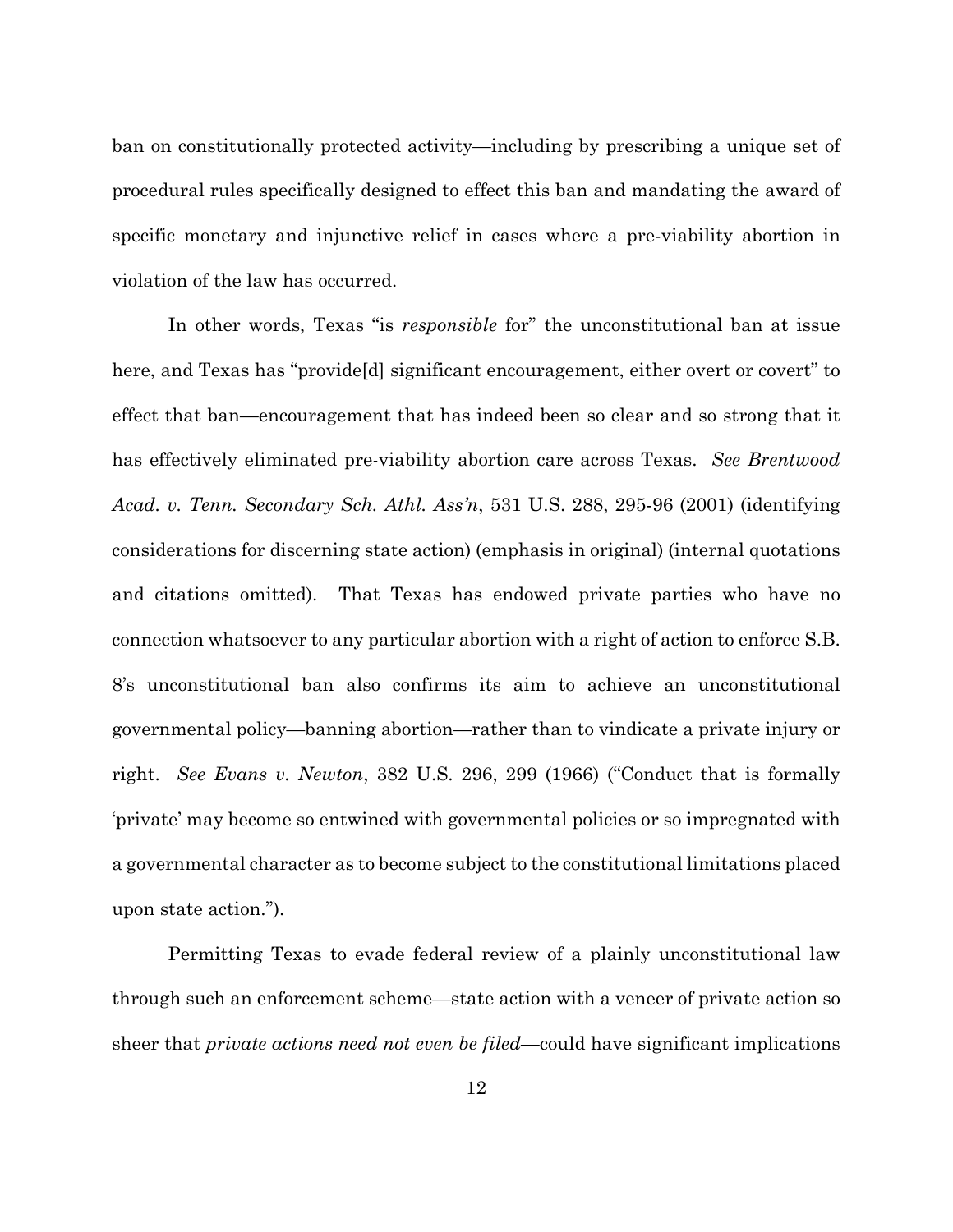ban on constitutionally protected activity—including by prescribing a unique set of procedural rules specifically designed to effect this ban and mandating the award of specific monetary and injunctive relief in cases where a pre-viability abortion in violation of the law has occurred.

In other words, Texas "is *responsible* for" the unconstitutional ban at issue here, and Texas has "provide[d] significant encouragement, either overt or covert" to effect that ban—encouragement that has indeed been so clear and so strong that it has effectively eliminated pre-viability abortion care across Texas. *See Brentwood Acad. v. Tenn. Secondary Sch. Athl. Ass'n*, 531 U.S. 288, 295-96 (2001) (identifying considerations for discerning state action) (emphasis in original) (internal quotations and citations omitted). That Texas has endowed private parties who have no connection whatsoever to any particular abortion with a right of action to enforce S.B. 8's unconstitutional ban also confirms its aim to achieve an unconstitutional governmental policy—banning abortion—rather than to vindicate a private injury or right. *See Evans v. Newton*, 382 U.S. 296, 299 (1966) ("Conduct that is formally 'private' may become so entwined with governmental policies or so impregnated with a governmental character as to become subject to the constitutional limitations placed upon state action.").

Permitting Texas to evade federal review of a plainly unconstitutional law through such an enforcement scheme—state action with a veneer of private action so sheer that *private actions need not even be filed*—could have significant implications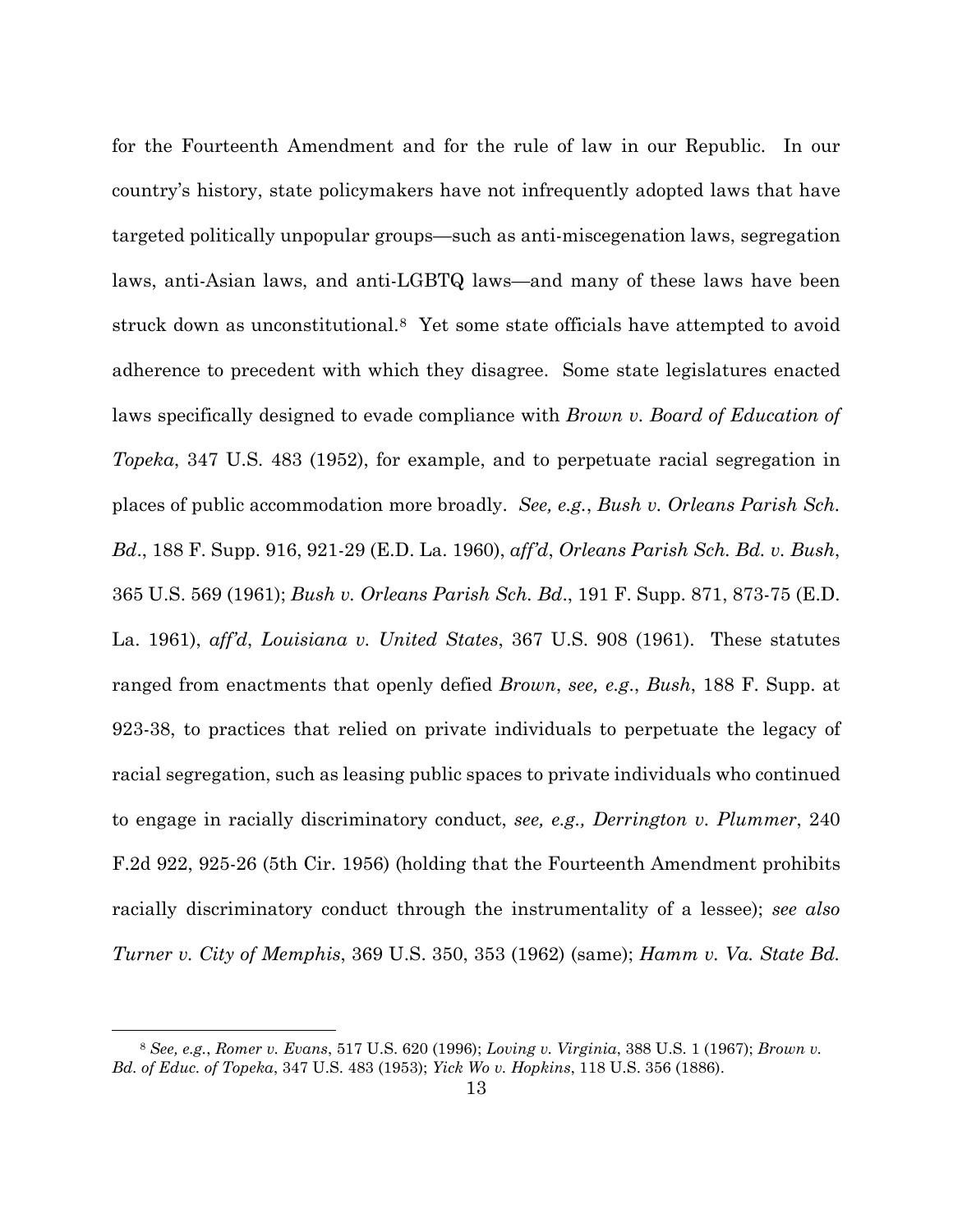for the Fourteenth Amendment and for the rule of law in our Republic. In our country's history, state policymakers have not infrequently adopted laws that have targeted politically unpopular groups—such as anti-miscegenation laws, segregation laws, anti-Asian laws, and anti-LGBTQ laws—and many of these laws have been struck down as unconstitutional.[8] Yet some state officials have attempted to avoid adherence to precedent with which they disagree. Some state legislatures enacted laws specifically designed to evade compliance with *Brown v. Board of Education of Topeka*, 347 U.S. 483 (1952), for example, and to perpetuate racial segregation in places of public accommodation more broadly. *See, e.g.*, *Bush v. Orleans Parish Sch. Bd*., 188 F. Supp. 916, 921-29 (E.D. La. 1960), *aff'd*, *Orleans Parish Sch. Bd. v. Bush*, 365 U.S. 569 (1961); *Bush v. Orleans Parish Sch. Bd*., 191 F. Supp. 871, 873-75 (E.D. La. 1961), *aff'd*, *Louisiana v. United States*, 367 U.S. 908 (1961). These statutes ranged from enactments that openly defied *Brown*, *see, e.g*., *Bush*, 188 F. Supp. at 923-38, to practices that relied on private individuals to perpetuate the legacy of racial segregation, such as leasing public spaces to private individuals who continued to engage in racially discriminatory conduct, *see, e.g., Derrington v. Plummer*, 240 F.2d 922, 925-26 (5th Cir. 1956) (holding that the Fourteenth Amendment prohibits racially discriminatory conduct through the instrumentality of a lessee); *see also Turner v. City of Memphis*, 369 U.S. 350, 353 (1962) (same); *Hamm v. Va. State Bd.*

---

[8] *See, e.g.*, *Romer v. Evans*, 517 U.S. 620 (1996); *Loving v. Virginia*, 388 U.S. 1 (1967); *Brown v. Bd. of Educ. of Topeka*, 347 U.S. 483 (1953); *Yick Wo v. Hopkins*, 118 U.S. 356 (1886).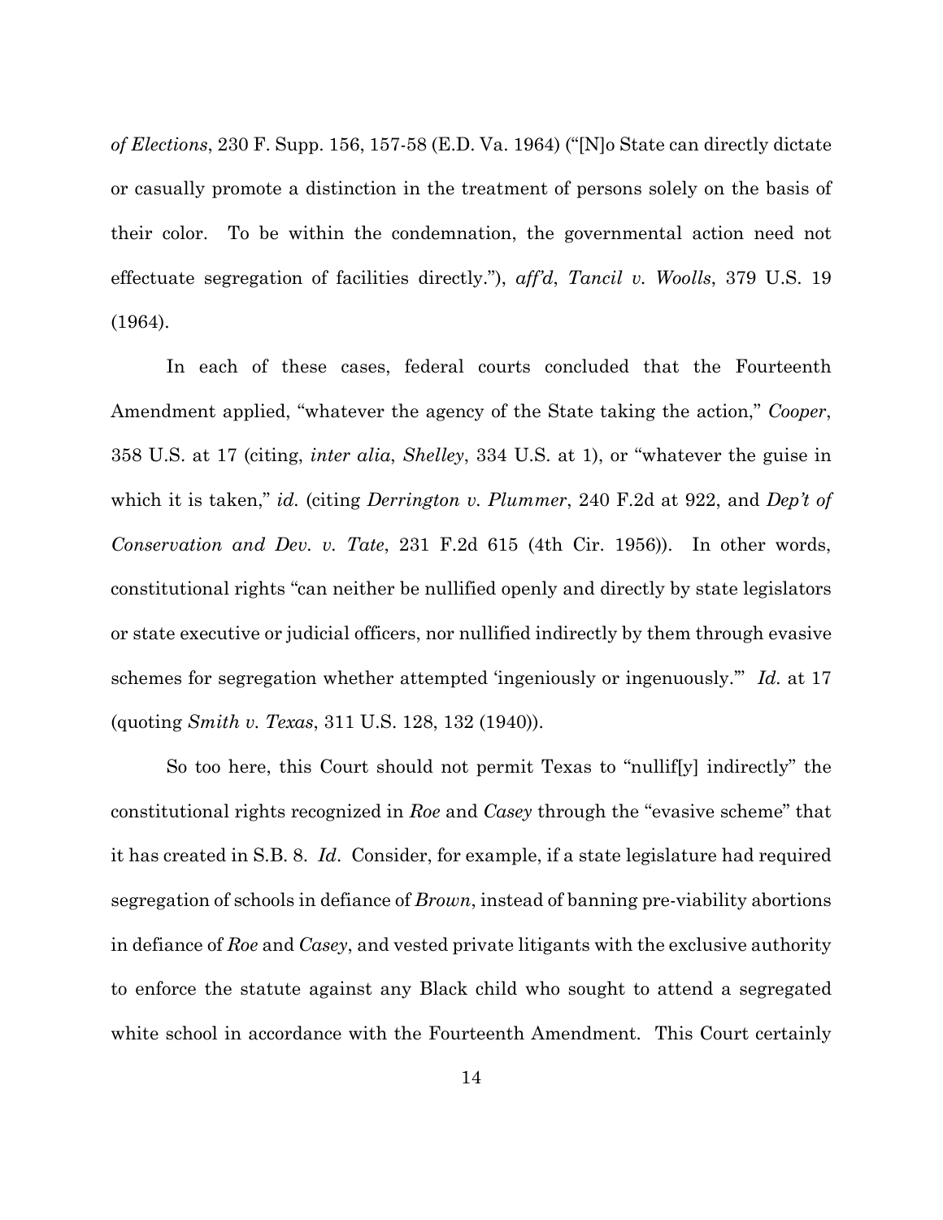*of Elections*, 230 F. Supp. 156, 157-58 (E.D. Va. 1964) ("[N]o State can directly dictate or casually promote a distinction in the treatment of persons solely on the basis of their color. To be within the condemnation, the governmental action need not effectuate segregation of facilities directly."), *aff'd*, *Tancil v. Woolls*, 379 U.S. 19 (1964).

In each of these cases, federal courts concluded that the Fourteenth Amendment applied, "whatever the agency of the State taking the action," *Cooper*, 358 U.S. at 17 (citing, *inter alia*, *Shelley*, 334 U.S. at 1), or "whatever the guise in which it is taken," *id.* (citing *Derrington v. Plummer*, 240 F.2d at 922, and *Dep't of Conservation and Dev. v. Tate*, 231 F.2d 615 (4th Cir. 1956)). In other words, constitutional rights "can neither be nullified openly and directly by state legislators or state executive or judicial officers, nor nullified indirectly by them through evasive schemes for segregation whether attempted 'ingeniously or ingenuously.'" *Id.* at 17 (quoting *Smith v. Texas*, 311 U.S. 128, 132 (1940)).

So too here, this Court should not permit Texas to "nullif[y] indirectly" the constitutional rights recognized in *Roe* and *Casey* through the "evasive scheme" that it has created in S.B. 8. *Id*. Consider, for example, if a state legislature had required segregation of schools in defiance of *Brown*, instead of banning pre-viability abortions in defiance of *Roe* and *Casey*, and vested private litigants with the exclusive authority to enforce the statute against any Black child who sought to attend a segregated white school in accordance with the Fourteenth Amendment. This Court certainly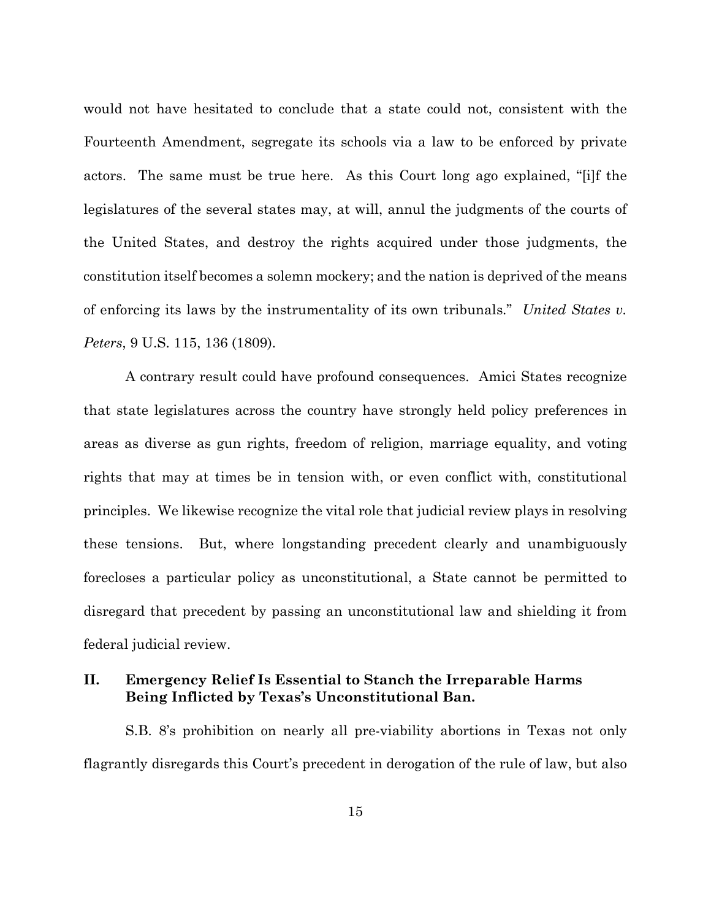would not have hesitated to conclude that a state could not, consistent with the Fourteenth Amendment, segregate its schools via a law to be enforced by private actors. The same must be true here. As this Court long ago explained, "[i]f the legislatures of the several states may, at will, annul the judgments of the courts of the United States, and destroy the rights acquired under those judgments, the constitution itself becomes a solemn mockery; and the nation is deprived of the means of enforcing its laws by the instrumentality of its own tribunals." *United States v. Peters*, 9 U.S. 115, 136 (1809).

A contrary result could have profound consequences. Amici States recognize that state legislatures across the country have strongly held policy preferences in areas as diverse as gun rights, freedom of religion, marriage equality, and voting rights that may at times be in tension with, or even conflict with, constitutional principles. We likewise recognize the vital role that judicial review plays in resolving these tensions. But, where longstanding precedent clearly and unambiguously forecloses a particular policy as unconstitutional, a State cannot be permitted to disregard that precedent by passing an unconstitutional law and shielding it from federal judicial review.

## II. Emergency Relief Is Essential to Stanch the Irreparable Harms Being Inflicted by Texas's Unconstitutional Ban.

S.B. 8's prohibition on nearly all pre-viability abortions in Texas not only flagrantly disregards this Court's precedent in derogation of the rule of law, but also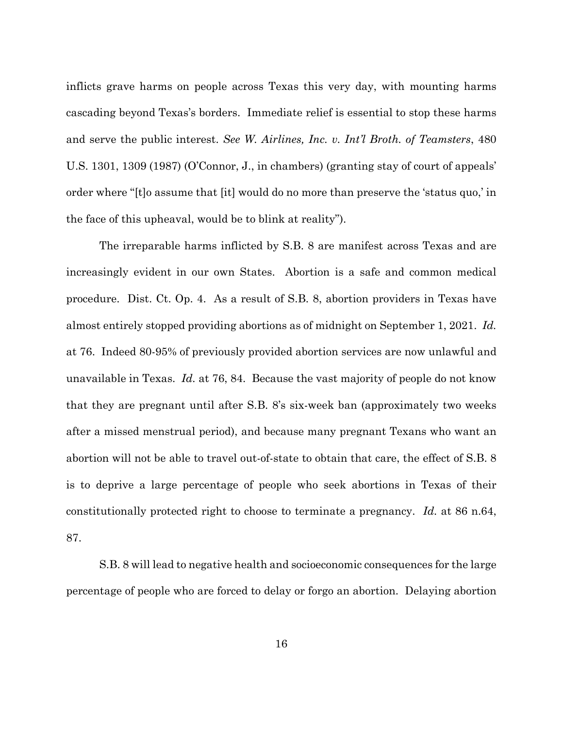inflicts grave harms on people across Texas this very day, with mounting harms cascading beyond Texas's borders. Immediate relief is essential to stop these harms and serve the public interest. *See W. Airlines, Inc. v. Int'l Broth. of Teamsters*, 480 U.S. 1301, 1309 (1987) (O'Connor, J., in chambers) (granting stay of court of appeals' order where "[t]o assume that [it] would do no more than preserve the 'status quo,' in the face of this upheaval, would be to blink at reality").

The irreparable harms inflicted by S.B. 8 are manifest across Texas and are increasingly evident in our own States. Abortion is a safe and common medical procedure. Dist. Ct. Op. 4. As a result of S.B. 8, abortion providers in Texas have almost entirely stopped providing abortions as of midnight on September 1, 2021. *Id.* at 76. Indeed 80-95% of previously provided abortion services are now unlawful and unavailable in Texas. *Id.* at 76, 84. Because the vast majority of people do not know that they are pregnant until after S.B. 8's six-week ban (approximately two weeks after a missed menstrual period), and because many pregnant Texans who want an abortion will not be able to travel out-of-state to obtain that care, the effect of S.B. 8 is to deprive a large percentage of people who seek abortions in Texas of their constitutionally protected right to choose to terminate a pregnancy. *Id.* at 86 n.64, 87.

S.B. 8 will lead to negative health and socioeconomic consequences for the large percentage of people who are forced to delay or forgo an abortion. Delaying abortion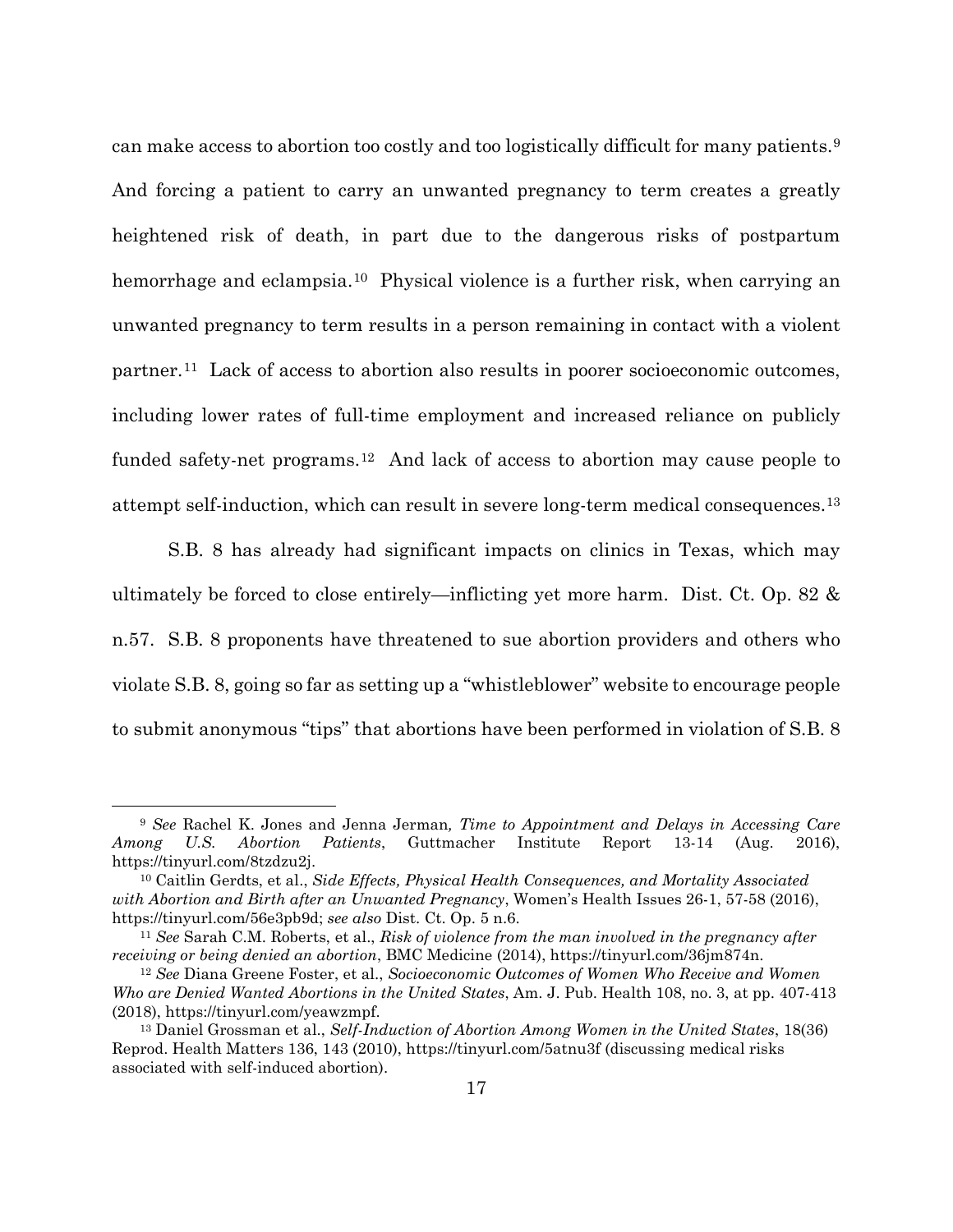can make access to abortion too costly and too logistically difficult for many patients.[9] And forcing a patient to carry an unwanted pregnancy to term creates a greatly heightened risk of death, in part due to the dangerous risks of postpartum hemorrhage and eclampsia.[10] Physical violence is a further risk, when carrying an unwanted pregnancy to term results in a person remaining in contact with a violent partner.[11] Lack of access to abortion also results in poorer socioeconomic outcomes, including lower rates of full-time employment and increased reliance on publicly funded safety-net programs.[12] And lack of access to abortion may cause people to attempt self-induction, which can result in severe long-term medical consequences.[13]

S.B. 8 has already had significant impacts on clinics in Texas, which may ultimately be forced to close entirely—inflicting yet more harm. Dist. Ct. Op. 82 & n.57. S.B. 8 proponents have threatened to sue abortion providers and others who violate S.B. 8, going so far as setting up a "whistleblower" website to encourage people to submit anonymous "tips" that abortions have been performed in violation of S.B. 8

---

[9] *See* Rachel K. Jones and Jenna Jerman, *Time to Appointment and Delays in Accessing Care Among U.S. Abortion Patients*, Guttmacher Institute Report 13-14 (Aug. 2016), https://tinyurl.com/8tzdzu2j.

[10] Caitlin Gerdts, et al., *Side Effects, Physical Health Consequences, and Mortality Associated with Abortion and Birth after an Unwanted Pregnancy*, Women's Health Issues 26-1, 57-58 (2016), https://tinyurl.com/56e3pb9d; *see also* Dist. Ct. Op. 5 n.6.

[11] *See* Sarah C.M. Roberts, et al., *Risk of violence from the man involved in the pregnancy after receiving or being denied an abortion*, BMC Medicine (2014), https://tinyurl.com/36jm874n.

[12] *See* Diana Greene Foster, et al., *Socioeconomic Outcomes of Women Who Receive and Women Who are Denied Wanted Abortions in the United States*, Am. J. Pub. Health 108, no. 3, at pp. 407-413 (2018), https://tinyurl.com/yeawzmpf.

[13] Daniel Grossman et al., *Self-Induction of Abortion Among Women in the United States*, 18(36) Reprod. Health Matters 136, 143 (2010), https://tinyurl.com/5atnu3f (discussing medical risks associated with self-induced abortion).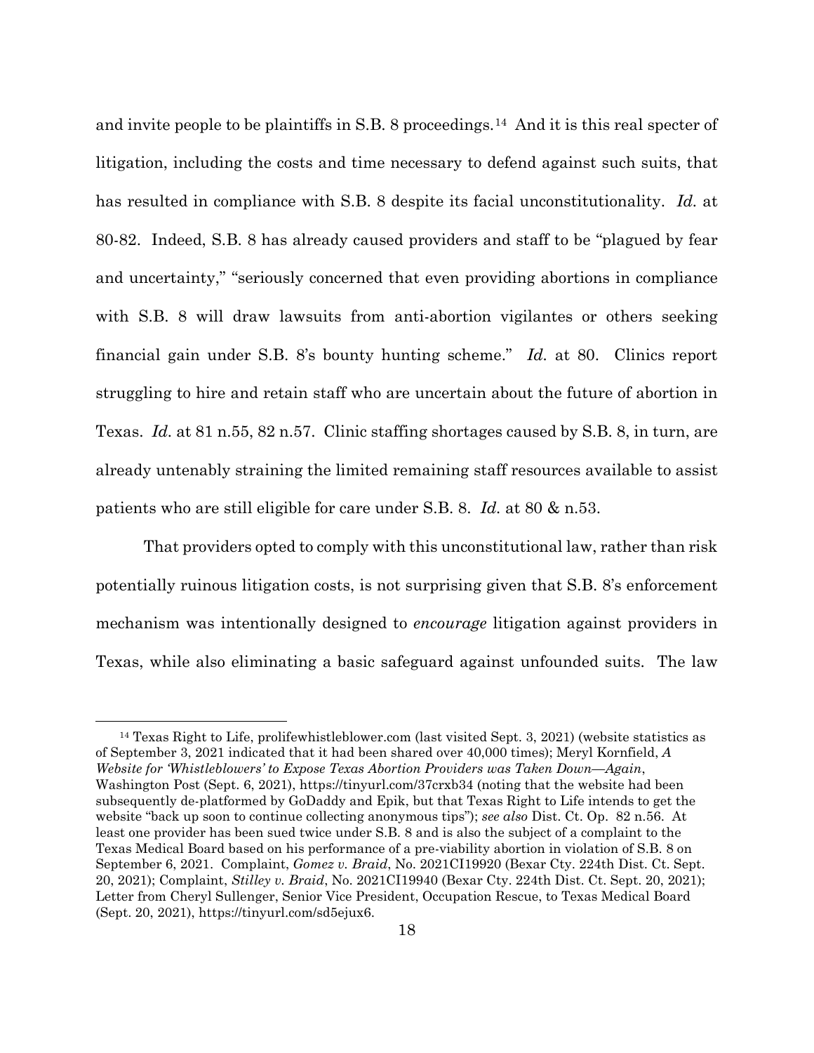and invite people to be plaintiffs in S.B. 8 proceedings.[14] And it is this real specter of litigation, including the costs and time necessary to defend against such suits, that has resulted in compliance with S.B. 8 despite its facial unconstitutionality. *Id.* at 80-82. Indeed, S.B. 8 has already caused providers and staff to be "plagued by fear and uncertainty," "seriously concerned that even providing abortions in compliance with S.B. 8 will draw lawsuits from anti-abortion vigilantes or others seeking financial gain under S.B. 8's bounty hunting scheme." *Id.* at 80. Clinics report struggling to hire and retain staff who are uncertain about the future of abortion in Texas. *Id.* at 81 n.55, 82 n.57. Clinic staffing shortages caused by S.B. 8, in turn, are already untenably straining the limited remaining staff resources available to assist patients who are still eligible for care under S.B. 8. *Id.* at 80 & n.53.

That providers opted to comply with this unconstitutional law, rather than risk potentially ruinous litigation costs, is not surprising given that S.B. 8's enforcement mechanism was intentionally designed to *encourage* litigation against providers in Texas, while also eliminating a basic safeguard against unfounded suits. The law

---

[14] Texas Right to Life, prolifewhistleblower.com (last visited Sept. 3, 2021) (website statistics as of September 3, 2021 indicated that it had been shared over 40,000 times); Meryl Kornfield, *A Website for 'Whistleblowers' to Expose Texas Abortion Providers was Taken Down—Again*, Washington Post (Sept. 6, 2021), https://tinyurl.com/37crxb34 (noting that the website had been subsequently de-platformed by GoDaddy and Epik, but that Texas Right to Life intends to get the website "back up soon to continue collecting anonymous tips"); *see also* Dist. Ct. Op. 82 n.56. At least one provider has been sued twice under S.B. 8 and is also the subject of a complaint to the Texas Medical Board based on his performance of a pre-viability abortion in violation of S.B. 8 on September 6, 2021. Complaint, *Gomez v. Braid*, No. 2021CI19920 (Bexar Cty. 224th Dist. Ct. Sept. 20, 2021); Complaint, *Stilley v. Braid*, No. 2021CI19940 (Bexar Cty. 224th Dist. Ct. Sept. 20, 2021); Letter from Cheryl Sullenger, Senior Vice President, Occupation Rescue, to Texas Medical Board (Sept. 20, 2021), https://tinyurl.com/sd5ejux6.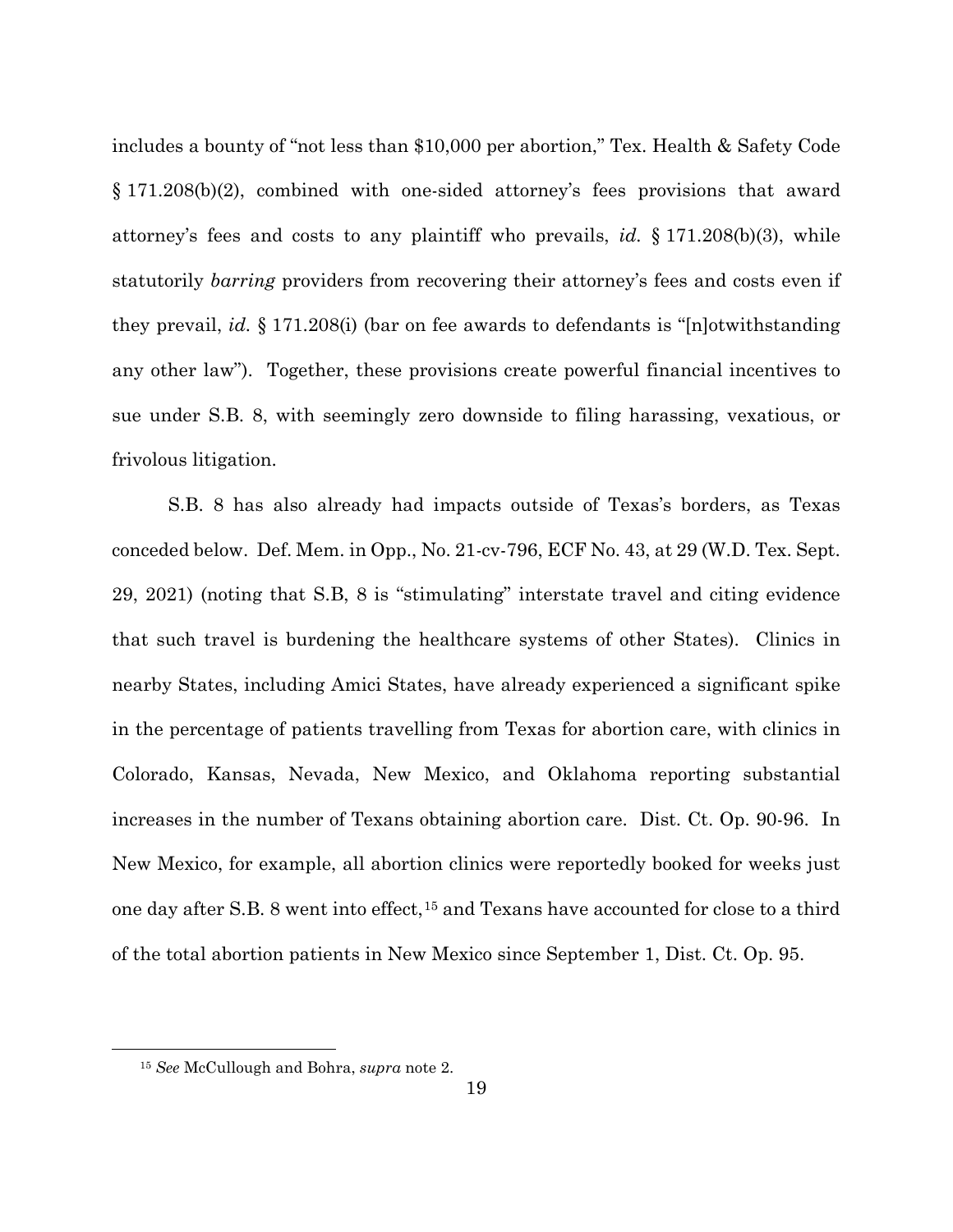includes a bounty of "not less than $10,000 per abortion," Tex. Health & Safety Code § 171.208(b)(2), combined with one-sided attorney's fees provisions that award attorney's fees and costs to any plaintiff who prevails, *id.* § 171.208(b)(3), while statutorily *barring* providers from recovering their attorney's fees and costs even if they prevail, *id.* § 171.208(i) (bar on fee awards to defendants is "[n]otwithstanding any other law"). Together, these provisions create powerful financial incentives to sue under S.B. 8, with seemingly zero downside to filing harassing, vexatious, or frivolous litigation.

S.B. 8 has also already had impacts outside of Texas's borders, as Texas conceded below. Def. Mem. in Opp., No. 21-cv-796, ECF No. 43, at 29 (W.D. Tex. Sept. 29, 2021) (noting that S.B, 8 is "stimulating" interstate travel and citing evidence that such travel is burdening the healthcare systems of other States). Clinics in nearby States, including Amici States, have already experienced a significant spike in the percentage of patients travelling from Texas for abortion care, with clinics in Colorado, Kansas, Nevada, New Mexico, and Oklahoma reporting substantial increases in the number of Texans obtaining abortion care. Dist. Ct. Op. 90-96. In New Mexico, for example, all abortion clinics were reportedly booked for weeks just one day after S.B. 8 went into effect,[15] and Texans have accounted for close to a third of the total abortion patients in New Mexico since September 1, Dist. Ct. Op. 95.

[15] *See* McCullough and Bohra, *supra* note 2.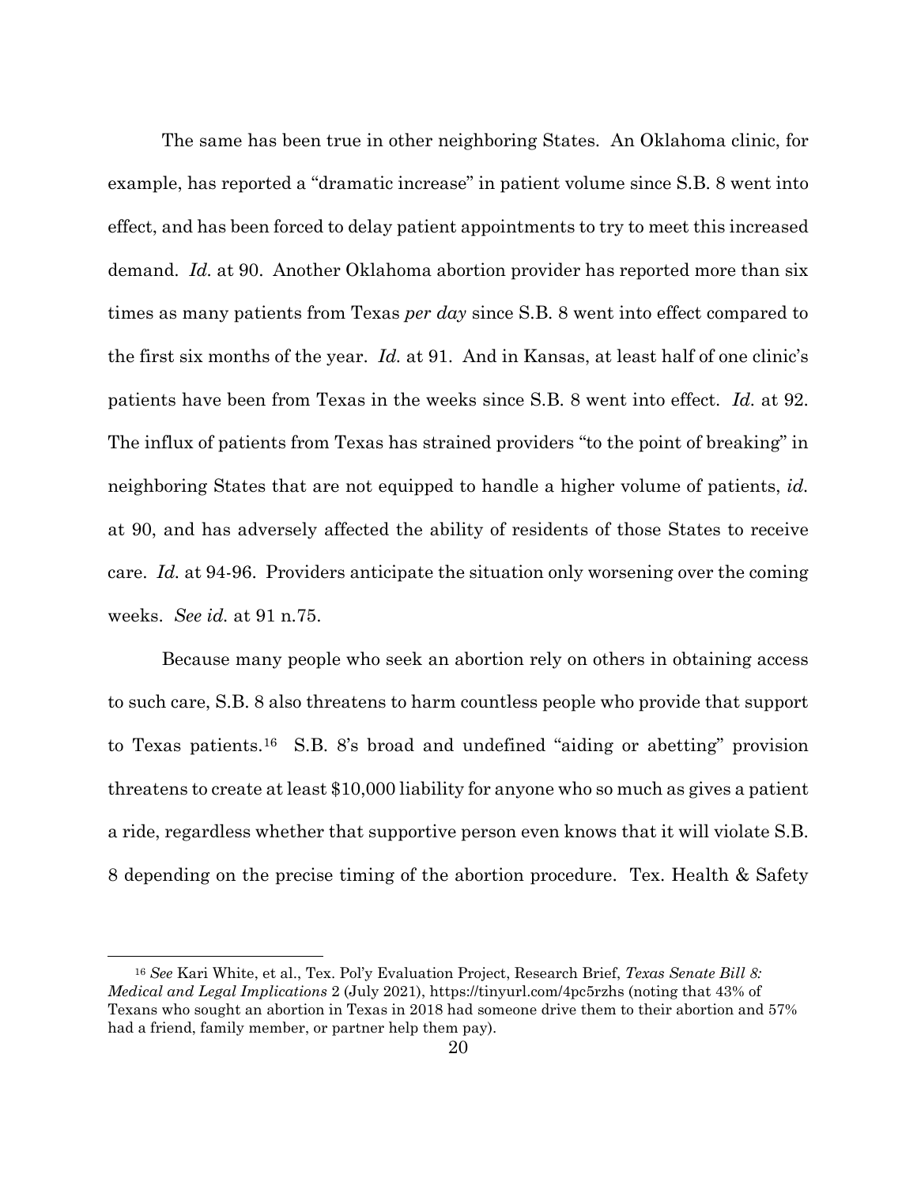The same has been true in other neighboring States. An Oklahoma clinic, for example, has reported a "dramatic increase" in patient volume since S.B. 8 went into effect, and has been forced to delay patient appointments to try to meet this increased demand. *Id.* at 90. Another Oklahoma abortion provider has reported more than six times as many patients from Texas *per day* since S.B. 8 went into effect compared to the first six months of the year. *Id.* at 91. And in Kansas, at least half of one clinic's patients have been from Texas in the weeks since S.B. 8 went into effect. *Id.* at 92. The influx of patients from Texas has strained providers "to the point of breaking" in neighboring States that are not equipped to handle a higher volume of patients, *id.* at 90, and has adversely affected the ability of residents of those States to receive care. *Id.* at 94-96. Providers anticipate the situation only worsening over the coming weeks. *See id.* at 91 n.75.

Because many people who seek an abortion rely on others in obtaining access to such care, S.B. 8 also threatens to harm countless people who provide that support to Texas patients.[16] S.B. 8's broad and undefined "aiding or abetting" provision threatens to create at least $10,000 liability for anyone who so much as gives a patient a ride, regardless whether that supportive person even knows that it will violate S.B. 8 depending on the precise timing of the abortion procedure. Tex. Health & Safety

[16] *See* Kari White, et al., Tex. Pol'y Evaluation Project, Research Brief, *Texas Senate Bill 8: Medical and Legal Implications* 2 (July 2021), https://tinyurl.com/4pc5rzhs (noting that 43% of Texans who sought an abortion in Texas in 2018 had someone drive them to their abortion and 57% had a friend, family member, or partner help them pay).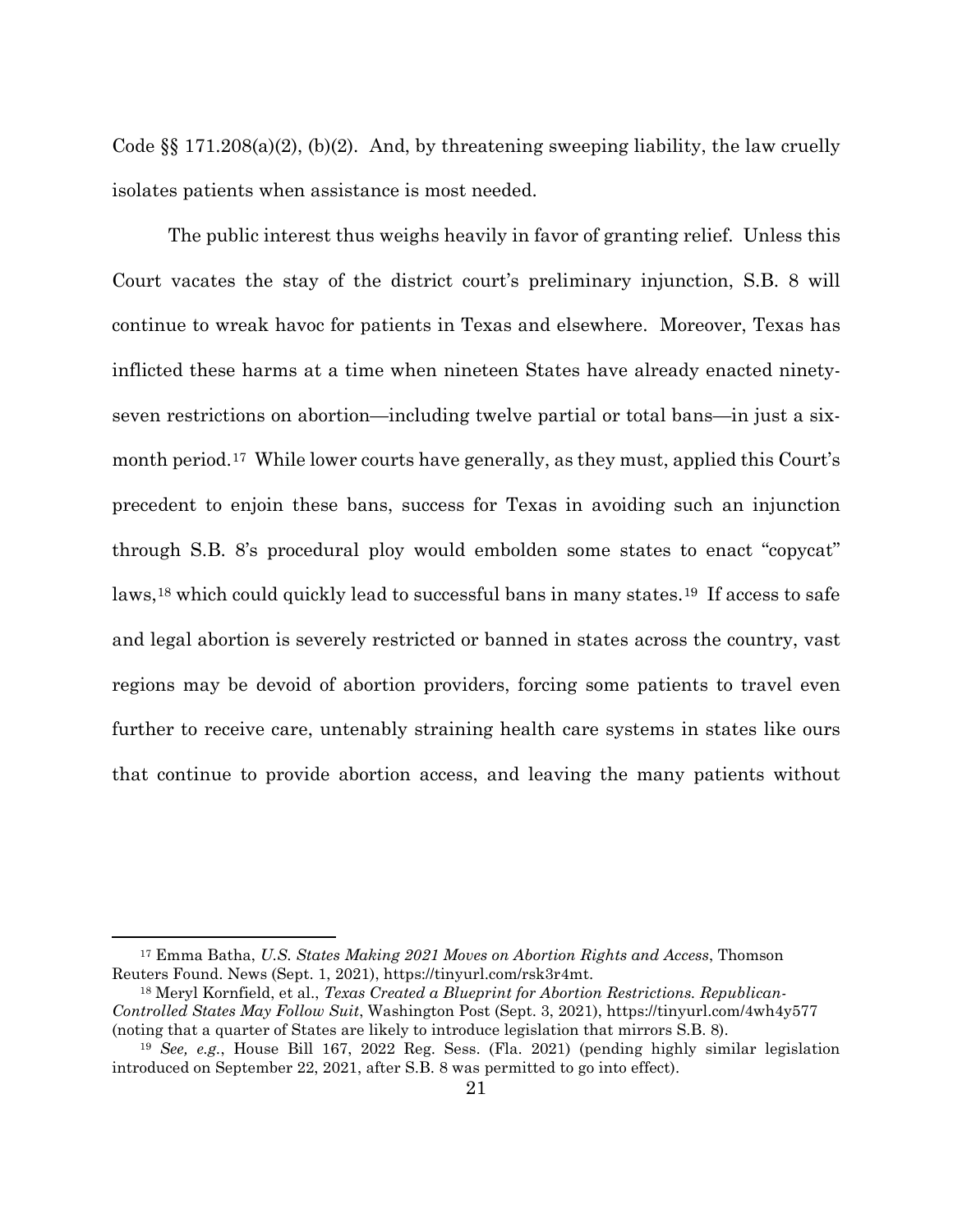Code §§ 171.208(a)(2), (b)(2). And, by threatening sweeping liability, the law cruelly isolates patients when assistance is most needed.

The public interest thus weighs heavily in favor of granting relief. Unless this Court vacates the stay of the district court's preliminary injunction, S.B. 8 will continue to wreak havoc for patients in Texas and elsewhere. Moreover, Texas has inflicted these harms at a time when nineteen States have already enacted ninety-seven restrictions on abortion—including twelve partial or total bans—in just a six-month period.[17] While lower courts have generally, as they must, applied this Court's precedent to enjoin these bans, success for Texas in avoiding such an injunction through S.B. 8's procedural ploy would embolden some states to enact "copycat" laws,[18] which could quickly lead to successful bans in many states.[19] If access to safe and legal abortion is severely restricted or banned in states across the country, vast regions may be devoid of abortion providers, forcing some patients to travel even further to receive care, untenably straining health care systems in states like ours that continue to provide abortion access, and leaving the many patients without

---

[17] Emma Batha, *U.S. States Making 2021 Moves on Abortion Rights and Access*, Thomson Reuters Found. News (Sept. 1, 2021), https://tinyurl.com/rsk3r4mt.

[18] Meryl Kornfield, et al., *Texas Created a Blueprint for Abortion Restrictions. Republican-Controlled States May Follow Suit*, Washington Post (Sept. 3, 2021), https://tinyurl.com/4wh4y577 (noting that a quarter of States are likely to introduce legislation that mirrors S.B. 8).

[19] *See, e.g.*, House Bill 167, 2022 Reg. Sess. (Fla. 2021) (pending highly similar legislation introduced on September 22, 2021, after S.B. 8 was permitted to go into effect).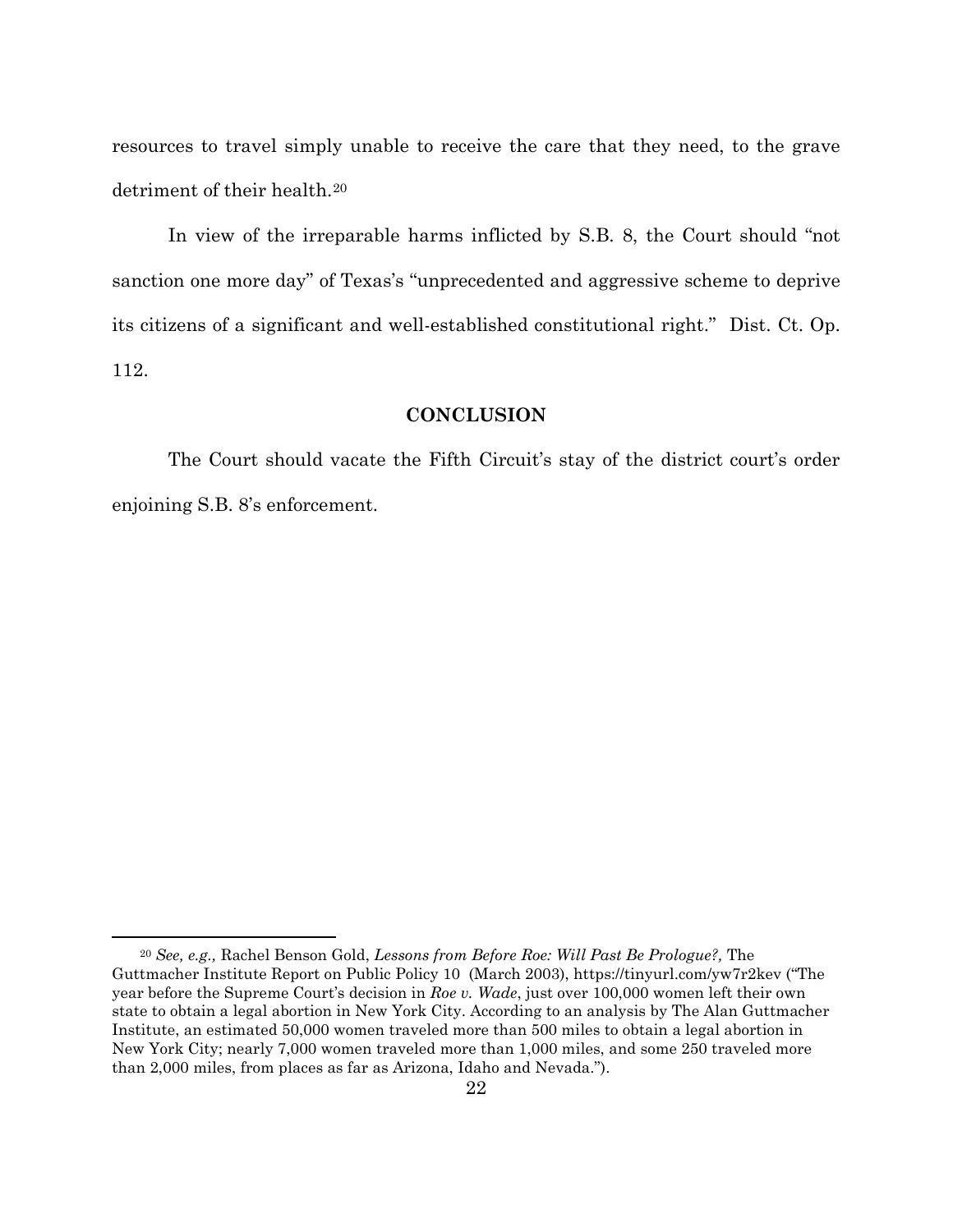resources to travel simply unable to receive the care that they need, to the grave detriment of their health.[20]

In view of the irreparable harms inflicted by S.B. 8, the Court should "not sanction one more day" of Texas's "unprecedented and aggressive scheme to deprive its citizens of a significant and well-established constitutional right." Dist. Ct. Op. 112.

## CONCLUSION

The Court should vacate the Fifth Circuit's stay of the district court's order enjoining S.B. 8's enforcement.

---

[20] *See, e.g.,* Rachel Benson Gold, *Lessons from Before Roe: Will Past Be Prologue?,* The Guttmacher Institute Report on Public Policy 10 (March 2003), https://tinyurl.com/yw7r2kev ("The year before the Supreme Court's decision in *Roe v. Wade*, just over 100,000 women left their own state to obtain a legal abortion in New York City. According to an analysis by The Alan Guttmacher Institute, an estimated 50,000 women traveled more than 500 miles to obtain a legal abortion in New York City; nearly 7,000 women traveled more than 1,000 miles, and some 250 traveled more than 2,000 miles, from places as far as Arizona, Idaho and Nevada.").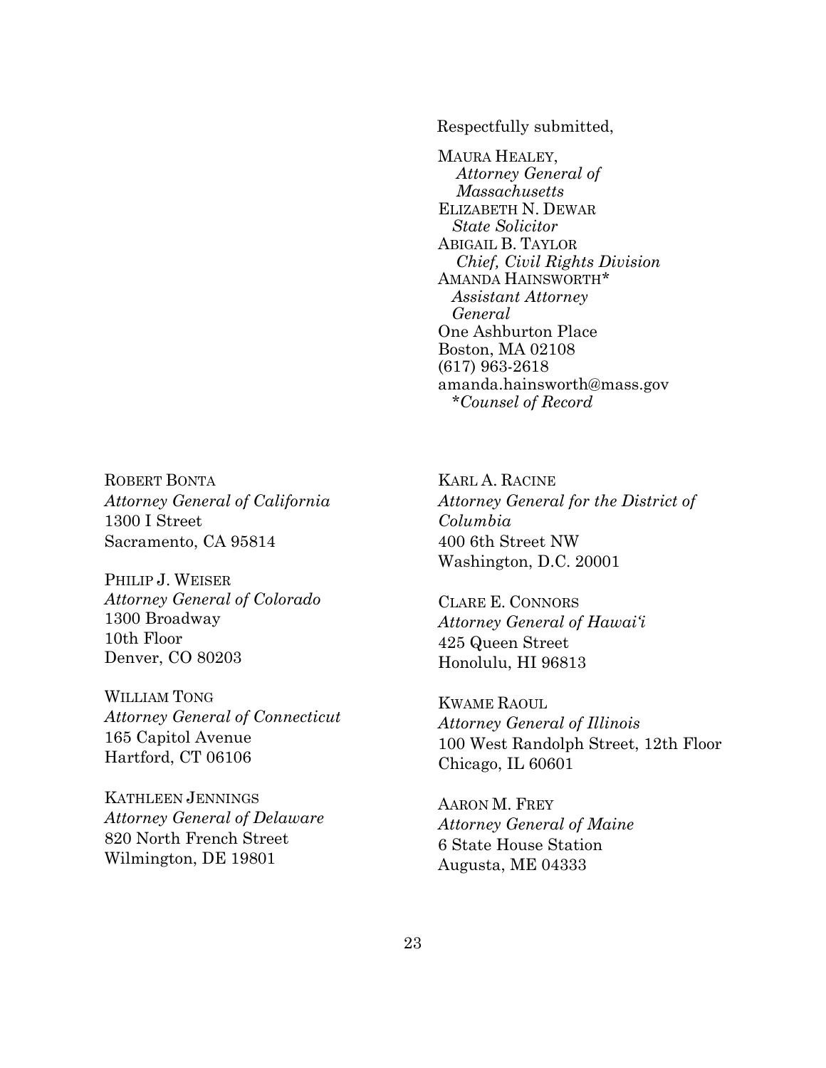Respectfully submitted,

MAURA HEALEY,
*Attorney General of Massachusetts*
ELIZABETH N. DEWAR
*State Solicitor*
ABIGAIL B. TAYLOR
*Chief, Civil Rights Division*
AMANDA HAINSWORTH*
*Assistant Attorney General*
One Ashburton Place
Boston, MA 02108
(617) 963-2618
amanda.hainsworth@mass.gov
**Counsel of Record*

ROBERT BONTA
*Attorney General of California*
1300 I Street
Sacramento, CA 95814

PHILIP J. WEISER
*Attorney General of Colorado*
1300 Broadway
10th Floor
Denver, CO 80203

WILLIAM TONG
*Attorney General of Connecticut*
165 Capitol Avenue
Hartford, CT 06106

KATHLEEN JENNINGS
*Attorney General of Delaware*
820 North French Street
Wilmington, DE 19801

KARL A. RACINE
*Attorney General for the District of Columbia*
400 6th Street NW
Washington, D.C. 20001

CLARE E. CONNORS
*Attorney General of Hawai'i*
425 Queen Street
Honolulu, HI 96813

KWAME RAOUL
*Attorney General of Illinois*
100 West Randolph Street, 12th Floor
Chicago, IL 60601

AARON M. FREY
*Attorney General of Maine*
6 State House Station
Augusta, ME 04333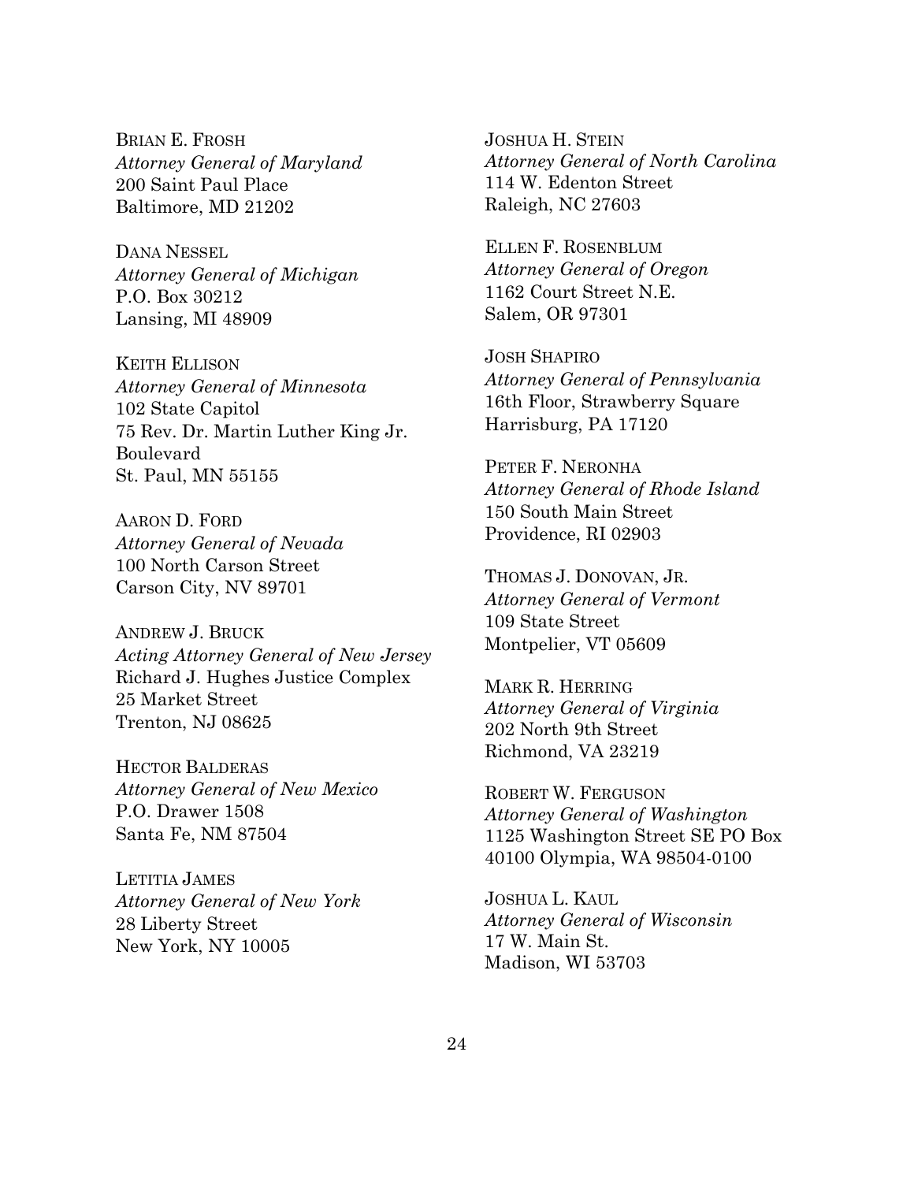BRIAN E. FROSH
*Attorney General of Maryland*
200 Saint Paul Place
Baltimore, MD 21202

DANA NESSEL
*Attorney General of Michigan*
P.O. Box 30212
Lansing, MI 48909

KEITH ELLISON
*Attorney General of Minnesota*
102 State Capitol
75 Rev. Dr. Martin Luther King Jr. Boulevard
St. Paul, MN 55155

AARON D. FORD
*Attorney General of Nevada*
100 North Carson Street
Carson City, NV 89701

ANDREW J. BRUCK
*Acting Attorney General of New Jersey*
Richard J. Hughes Justice Complex
25 Market Street
Trenton, NJ 08625

HECTOR BALDERAS
*Attorney General of New Mexico*
P.O. Drawer 1508
Santa Fe, NM 87504

LETITIA JAMES
*Attorney General of New York*
28 Liberty Street
New York, NY 10005

JOSHUA H. STEIN
*Attorney General of North Carolina*
114 W. Edenton Street
Raleigh, NC 27603

ELLEN F. ROSENBLUM
*Attorney General of Oregon*
1162 Court Street N.E.
Salem, OR 97301

JOSH SHAPIRO
*Attorney General of Pennsylvania*
16th Floor, Strawberry Square
Harrisburg, PA 17120

PETER F. NERONHA
*Attorney General of Rhode Island*
150 South Main Street
Providence, RI 02903

THOMAS J. DONOVAN, JR.
*Attorney General of Vermont*
109 State Street
Montpelier, VT 05609

MARK R. HERRING
*Attorney General of Virginia*
202 North 9th Street
Richmond, VA 23219

ROBERT W. FERGUSON
*Attorney General of Washington*
1125 Washington Street SE PO Box 40100 Olympia, WA 98504-0100

JOSHUA L. KAUL
*Attorney General of Wisconsin*
17 W. Main St.
Madison, WI 53703